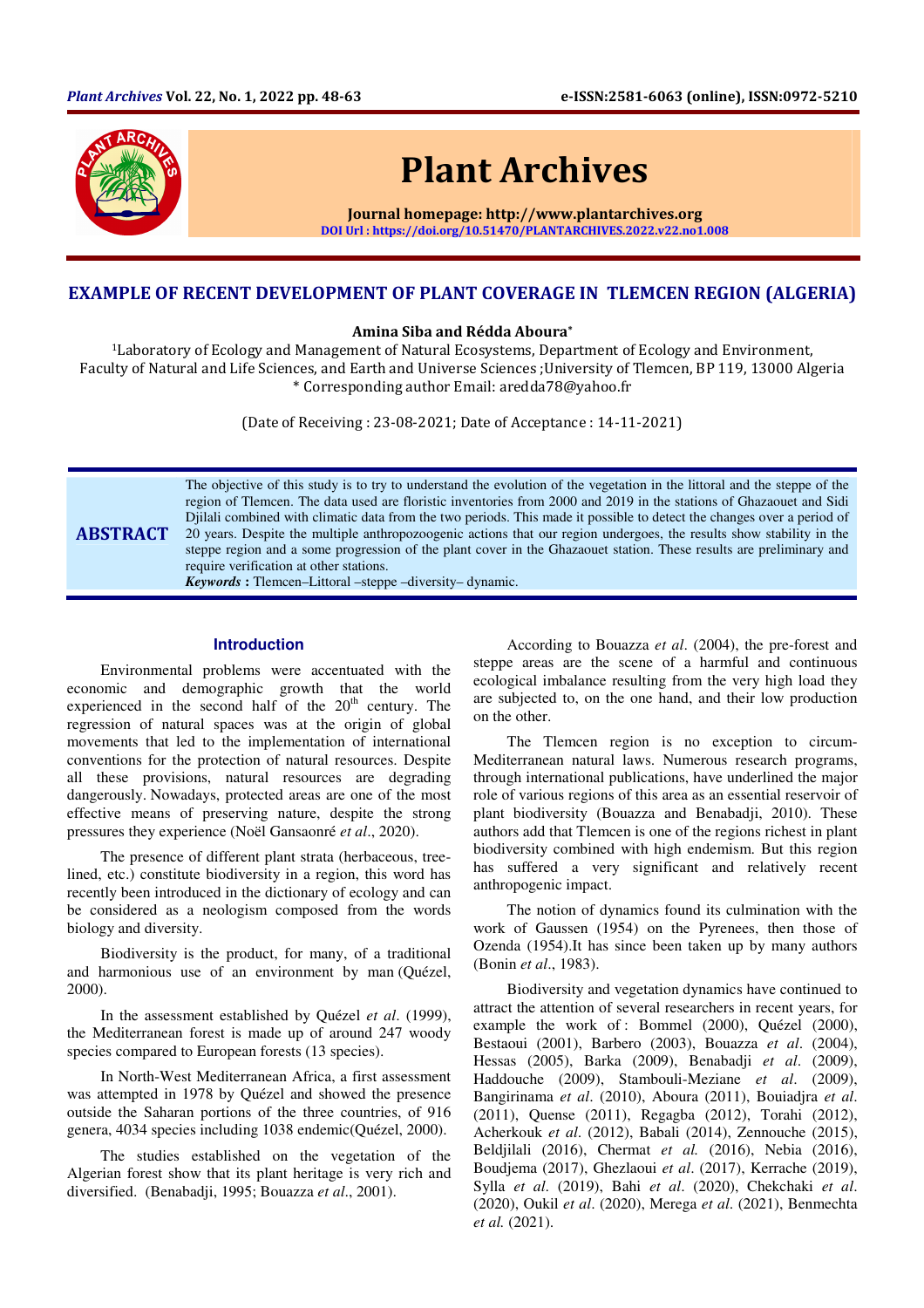# EXAMPLE OF RECENT DEVELOPMENT OF PLANT COVERAGE IN TLEMCEN REGION (ALGERIA)

**Amina Siba and Rédda Aboura***

[1]Laboratory of Ecology and Management of Natural Ecosystems, Department of Ecology and Environment, Faculty of Natural and Life Sciences, and Earth and Universe Sciences ;University of Tlemcen, BP 119, 13000 Algeria
* Corresponding author Email: aredda78@yahoo.fr

(Date of Receiving : 23-08-2021; Date of Acceptance : 14-11-2021)

## ABSTRACT

The objective of this study is to try to understand the evolution of the vegetation in the littoral and the steppe of the region of Tlemcen. The data used are floristic inventories from 2000 and 2019 in the stations of Ghazaouet and Sidi Djilali combined with climatic data from the two periods. This made it possible to detect the changes over a period of 20 years. Despite the multiple anthropozoogenic actions that our region undergoes, the results show stability in the steppe region and a some progression of the plant cover in the Ghazaouet station. These results are preliminary and require verification at other stations.

***Keywords*** **:** Tlemcen–Littoral –steppe –diversity– dynamic.

## Introduction

Environmental problems were accentuated with the economic and demographic growth that the world experienced in the second half of the 20th century. The regression of natural spaces was at the origin of global movements that led to the implementation of international conventions for the protection of natural resources. Despite all these provisions, natural resources are degrading dangerously. Nowadays, protected areas are one of the most effective means of preserving nature, despite the strong pressures they experience (Noël Gansaonré *et al*., 2020).

The presence of different plant strata (herbaceous, tree-lined, etc.) constitute biodiversity in a region, this word has recently been introduced in the dictionary of ecology and can be considered as a neologism composed from the words biology and diversity.

Biodiversity is the product, for many, of a traditional and harmonious use of an environment by man (Quézel, 2000).

In the assessment established by Quézel *et al*. (1999), the Mediterranean forest is made up of around 247 woody species compared to European forests (13 species).

In North-West Mediterranean Africa, a first assessment was attempted in 1978 by Quézel and showed the presence outside the Saharan portions of the three countries, of 916 genera, 4034 species including 1038 endemic(Quézel, 2000).

The studies established on the vegetation of the Algerian forest show that its plant heritage is very rich and diversified. (Benabadji, 1995; Bouazza *et al*., 2001).

According to Bouazza *et al*. (2004), the pre-forest and steppe areas are the scene of a harmful and continuous ecological imbalance resulting from the very high load they are subjected to, on the one hand, and their low production on the other.

The Tlemcen region is no exception to circum-Mediterranean natural laws. Numerous research programs, through international publications, have underlined the major role of various regions of this area as an essential reservoir of plant biodiversity (Bouazza and Benabadji, 2010). These authors add that Tlemcen is one of the regions richest in plant biodiversity combined with high endemism. But this region has suffered a very significant and relatively recent anthropogenic impact.

The notion of dynamics found its culmination with the work of Gaussen (1954) on the Pyrenees, then those of Ozenda (1954).It has since been taken up by many authors (Bonin *et al*., 1983).

Biodiversity and vegetation dynamics have continued to attract the attention of several researchers in recent years, for example the work of : Bommel (2000), Quézel (2000), Bestaoui (2001), Barbero (2003), Bouazza *et al*. (2004), Hessas (2005), Barka (2009), Benabadji *et al*. (2009), Haddouche (2009), Stambouli-Meziane *et al*. (2009), Bangirinama *et al*. (2010), Aboura (2011), Bouiadjra *et al*. (2011), Quense (2011), Regagba (2012), Torahi (2012), Acherkouk *et al*. (2012), Babali (2014), Zennouche (2015), Beldjilali (2016), Chermat *et al.* (2016), Nebia (2016), Boudjema (2017), Ghezlaoui *et al*. (2017), Kerrache (2019), Sylla *et al*. (2019), Bahi *et al*. (2020), Chekchaki *et al*. (2020), Oukil *et al*. (2020), Merega *et al*. (2021), Benmechta *et al.* (2021).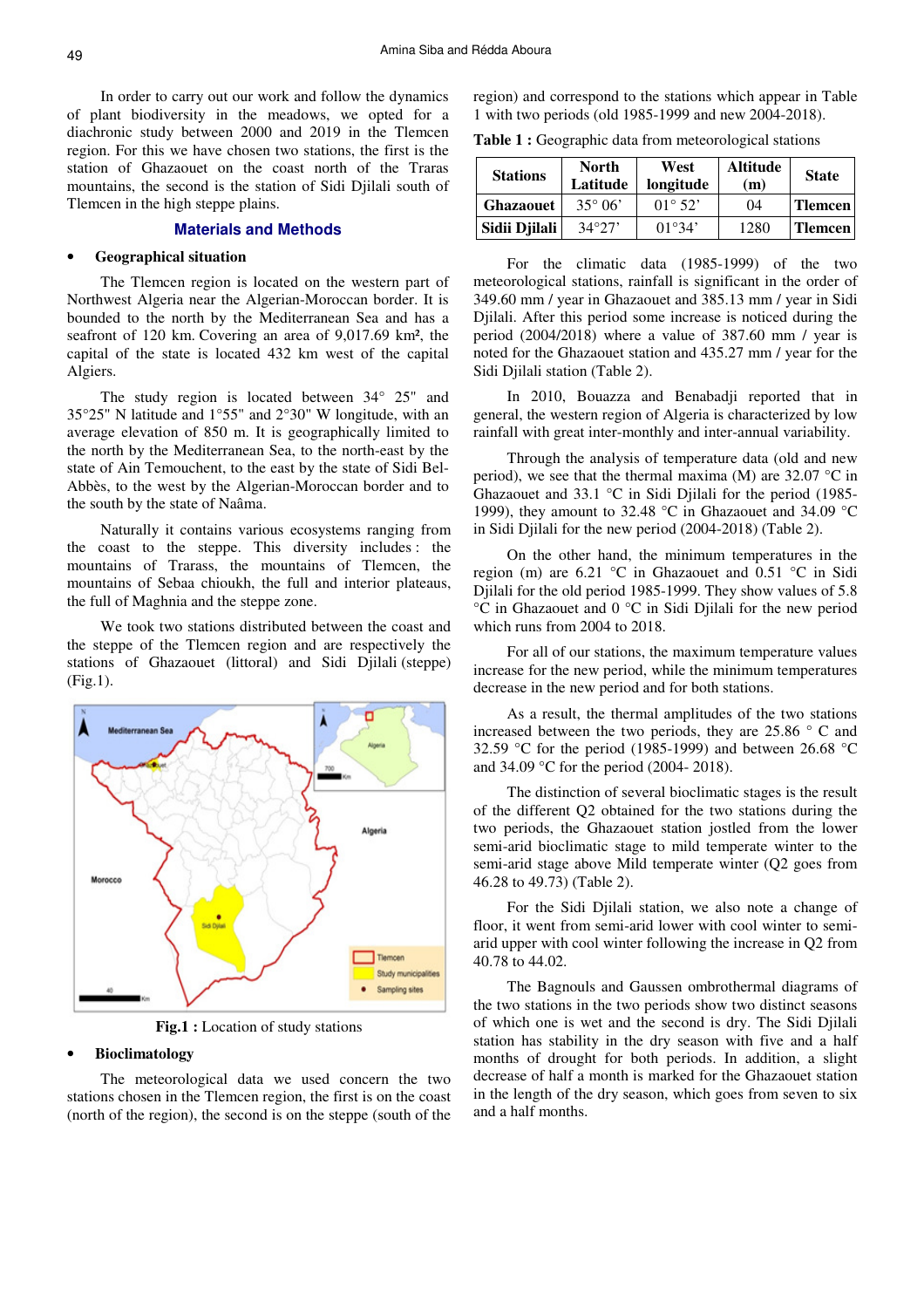In order to carry out our work and follow the dynamics of plant biodiversity in the meadows, we opted for a diachronic study between 2000 and 2019 in the Tlemcen region. For this we have chosen two stations, the first is the station of Ghazaouet on the coast north of the Traras mountains, the second is the station of Sidi Djilali south of Tlemcen in the high steppe plains.

## Materials and Methods

- **Geographical situation**

The Tlemcen region is located on the western part of Northwest Algeria near the Algerian-Moroccan border. It is bounded to the north by the Mediterranean Sea and has a seafront of 120 km. Covering an area of 9,017.69 km², the capital of the state is located 432 km west of the capital Algiers.

The study region is located between 34° 25" and 35°25" N latitude and 1°55" and 2°30" W longitude, with an average elevation of 850 m. It is geographically limited to the north by the Mediterranean Sea, to the north-east by the state of Ain Temouchent, to the east by the state of Sidi Bel-Abbès, to the west by the Algerian-Moroccan border and to the south by the state of Naâma.

Naturally it contains various ecosystems ranging from the coast to the steppe. This diversity includes : the mountains of Trarass, the mountains of Tlemcen, the mountains of Sebaa chioukh, the full and interior plateaus, the full of Maghnia and the steppe zone.

We took two stations distributed between the coast and the steppe of the Tlemcen region and are respectively the stations of Ghazaouet (littoral) and Sidi Djilali (steppe) (Fig.1).

**Fig.1 :** Location of study stations

- **Bioclimatology**

The meteorological data we used concern the two stations chosen in the Tlemcen region, the first is on the coast (north of the region), the second is on the steppe (south of the region) and correspond to the stations which appear in Table 1 with two periods (old 1985-1999 and new 2004-2018).

**Table 1 :** Geographic data from meteorological stations

| Stations | North Latitude | West longitude | Altitude (m) | State |
|---|---|---|---|---|
| **Ghazaouet** | 35° 06' | 01° 52' | 04 | **Tlemcen** |
| **Sidii Djilali** | 34°27' | 01°34' | 1280 | **Tlemcen** |

For the climatic data (1985-1999) of the two meteorological stations, rainfall is significant in the order of 349.60 mm / year in Ghazaouet and 385.13 mm / year in Sidi Djilali. After this period some increase is noticed during the period (2004/2018) where a value of 387.60 mm / year is noted for the Ghazaouet station and 435.27 mm / year for the Sidi Djilali station (Table 2).

In 2010, Bouazza and Benabadji reported that in general, the western region of Algeria is characterized by low rainfall with great inter-monthly and inter-annual variability.

Through the analysis of temperature data (old and new period), we see that the thermal maxima (M) are 32.07 °C in Ghazaouet and 33.1 °C in Sidi Djilali for the period (1985-1999), they amount to 32.48 °C in Ghazaouet and 34.09 °C in Sidi Djilali for the new period (2004-2018) (Table 2).

On the other hand, the minimum temperatures in the region (m) are 6.21 °C in Ghazaouet and 0.51 °C in Sidi Djilali for the old period 1985-1999. They show values of 5.8 °C in Ghazaouet and 0 °C in Sidi Djilali for the new period which runs from 2004 to 2018.

For all of our stations, the maximum temperature values increase for the new period, while the minimum temperatures decrease in the new period and for both stations.

As a result, the thermal amplitudes of the two stations increased between the two periods, they are 25.86 ° C and 32.59 °C for the period (1985-1999) and between 26.68 °C and 34.09 °C for the period (2004- 2018).

The distinction of several bioclimatic stages is the result of the different Q2 obtained for the two stations during the two periods, the Ghazaouet station jostled from the lower semi-arid bioclimatic stage to mild temperate winter to the semi-arid stage above Mild temperate winter (Q2 goes from 46.28 to 49.73) (Table 2).

For the Sidi Djilali station, we also note a change of floor, it went from semi-arid lower with cool winter to semi-arid upper with cool winter following the increase in Q2 from 40.78 to 44.02.

The Bagnouls and Gaussen ombrothermal diagrams of the two stations in the two periods show two distinct seasons of which one is wet and the second is dry. The Sidi Djilali station has stability in the dry season with five and a half months of drought for both periods. In addition, a slight decrease of half a month is marked for the Ghazaouet station in the length of the dry season, which goes from seven to six and a half months.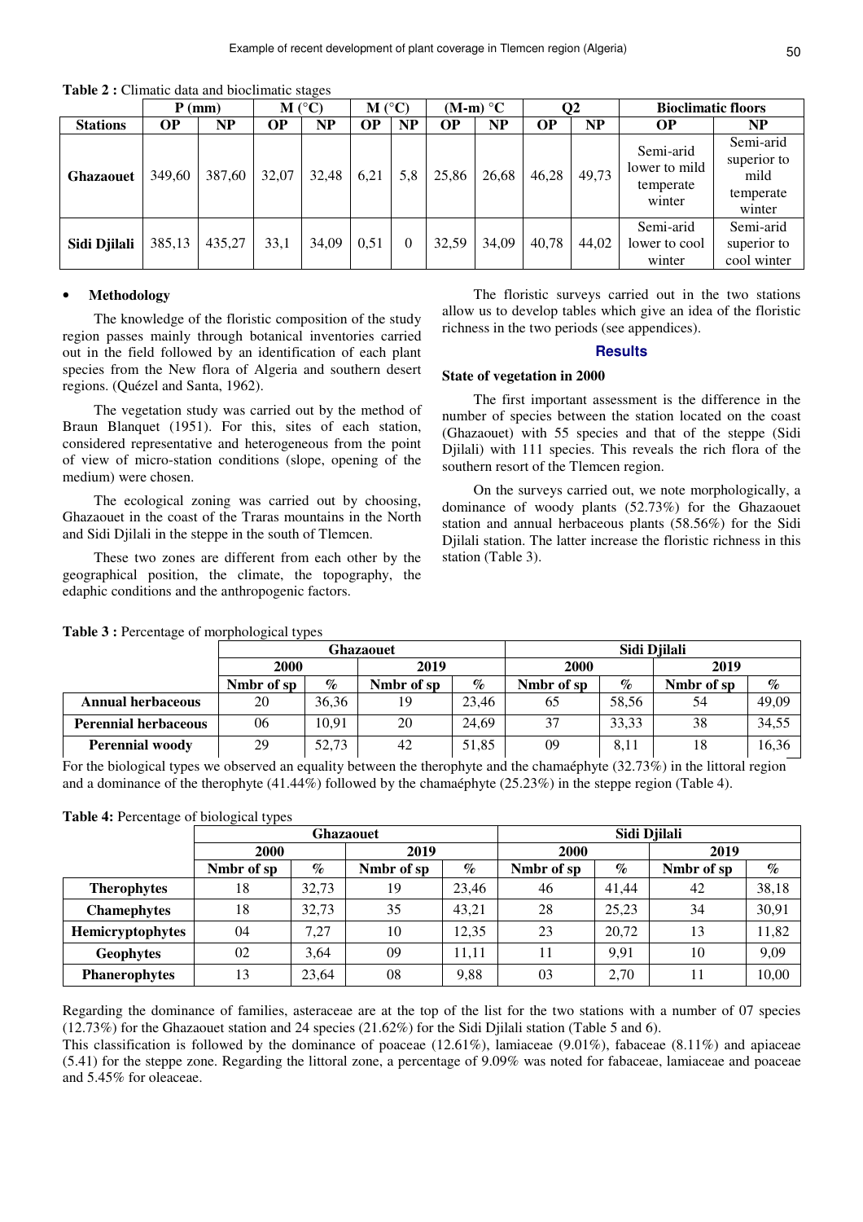**Table 2 :** Climatic data and bioclimatic stages

| | P (mm) | | M (°C) | | M (°C) | | (M-m) °C | | Q2 | | Bioclimatic floors | |
|---|---|---|---|---|---|---|---|---|---|---|---|---|
| **Stations** | **OP** | **NP** | **OP** | **NP** | **OP** | **NP** | **OP** | **NP** | **OP** | **NP** | **OP** | **NP** |
| **Ghazaouet** | 349,60 | 387,60 | 32,07 | 32,48 | 6,21 | 5,8 | 25,86 | 26,68 | 46,28 | 49,73 | Semi-arid lower to mild temperate winter | Semi-arid superior to mild temperate winter |
| **Sidi Djilali** | 385,13 | 435,27 | 33,1 | 34,09 | 0,51 | 0 | 32,59 | 34,09 | 40,78 | 44,02 | Semi-arid lower to cool winter | Semi-arid superior to cool winter |

- **Methodology**

The knowledge of the floristic composition of the study region passes mainly through botanical inventories carried out in the field followed by an identification of each plant species from the New flora of Algeria and southern desert regions. (Quézel and Santa, 1962).

The vegetation study was carried out by the method of Braun Blanquet (1951). For this, sites of each station, considered representative and heterogeneous from the point of view of micro-station conditions (slope, opening of the medium) were chosen.

The ecological zoning was carried out by choosing, Ghazaouet in the coast of the Traras mountains in the North and Sidi Djilali in the steppe in the south of Tlemcen.

These two zones are different from each other by the geographical position, the climate, the topography, the edaphic conditions and the anthropogenic factors.

The floristic surveys carried out in the two stations allow us to develop tables which give an idea of the floristic richness in the two periods (see appendices).

## Results

### State of vegetation in 2000

The first important assessment is the difference in the number of species between the station located on the coast (Ghazaouet) with 55 species and that of the steppe (Sidi Djilali) with 111 species. This reveals the rich flora of the southern resort of the Tlemcen region.

On the surveys carried out, we note morphologically, a dominance of woody plants (52.73%) for the Ghazaouet station and annual herbaceous plants (58.56%) for the Sidi Djilali station. The latter increase the floristic richness in this station (Table 3).

**Table 3 :** Percentage of morphological types

| | Ghazaouet | | | | Sidi Djilali | | | |
|---|---|---|---|---|---|---|---|---|
| | 2000 | | 2019 | | 2000 | | 2019 | |
| | Nmbr of sp | % | Nmbr of sp | % | Nmbr of sp | % | Nmbr of sp | % |
| **Annual herbaceous** | 20 | 36,36 | 19 | 23,46 | 65 | 58,56 | 54 | 49,09 |
| **Perennial herbaceous** | 06 | 10,91 | 20 | 24,69 | 37 | 33,33 | 38 | 34,55 |
| **Perennial woody** | 29 | 52,73 | 42 | 51,85 | 09 | 8,11 | 18 | 16,36 |

For the biological types we observed an equality between the therophyte and the chamaéphyte (32.73%) in the littoral region and a dominance of the therophyte (41.44%) followed by the chamaéphyte (25.23%) in the steppe region (Table 4).

**Table 4:** Percentage of biological types

| | Ghazaouet | | | | Sidi Djilali | | | |
|---|---|---|---|---|---|---|---|---|
| | 2000 | | 2019 | | 2000 | | 2019 | |
| | Nmbr of sp | % | Nmbr of sp | % | Nmbr of sp | % | Nmbr of sp | % |
| **Therophytes** | 18 | 32,73 | 19 | 23,46 | 46 | 41,44 | 42 | 38,18 |
| **Chamephytes** | 18 | 32,73 | 35 | 43,21 | 28 | 25,23 | 34 | 30,91 |
| **Hemicryptophytes** | 04 | 7,27 | 10 | 12,35 | 23 | 20,72 | 13 | 11,82 |
| **Geophytes** | 02 | 3,64 | 09 | 11,11 | 11 | 9,91 | 10 | 9,09 |
| **Phanerophytes** | 13 | 23,64 | 08 | 9,88 | 03 | 2,70 | 11 | 10,00 |

Regarding the dominance of families, asteraceae are at the top of the list for the two stations with a number of 07 species (12.73%) for the Ghazaouet station and 24 species (21.62%) for the Sidi Djilali station (Table 5 and 6).

This classification is followed by the dominance of poaceae (12.61%), lamiaceae (9.01%), fabaceae (8.11%) and apiaceae (5.41) for the steppe zone. Regarding the littoral zone, a percentage of 9.09% was noted for fabaceae, lamiaceae and poaceae and 5.45% for oleaceae.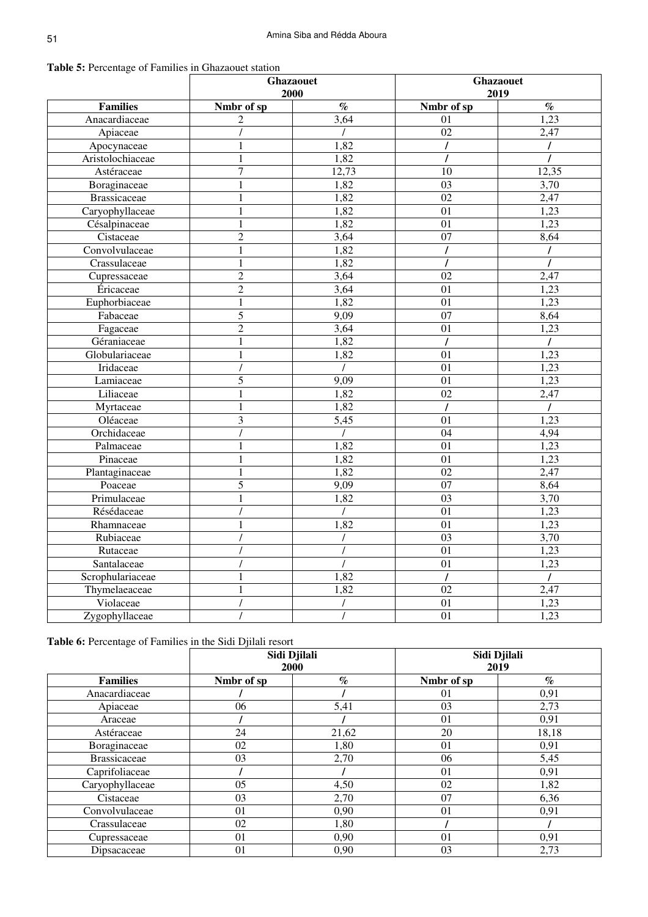**Table 5:** Percentage of Families in Ghazaouet station

| | Ghazaouet 2000 | | Ghazaouet 2019 | |
|---|---|---|---|---|
| **Families** | **Nmbr of sp** | **%** | **Nmbr of sp** | **%** |
| Anacardiaceae | 2 | 3,64 | 01 | 1,23 |
| Apiaceae | / | / | 02 | 2,47 |
| Apocynaceae | 1 | 1,82 | / | / |
| Aristolochiaceae | 1 | 1,82 | / | / |
| Astéraceae | 7 | 12,73 | 10 | 12,35 |
| Boraginaceae | 1 | 1,82 | 03 | 3,70 |
| Brassicaceae | 1 | 1,82 | 02 | 2,47 |
| Caryophyllaceae | 1 | 1,82 | 01 | 1,23 |
| Césalpinaceae | 1 | 1,82 | 01 | 1,23 |
| Cistaceae | 2 | 3,64 | 07 | 8,64 |
| Convolvulaceae | 1 | 1,82 | / | / |
| Crassulaceae | 1 | 1,82 | / | / |
| Cupressaceae | 2 | 3,64 | 02 | 2,47 |
| Éricaceae | 2 | 3,64 | 01 | 1,23 |
| Euphorbiaceae | 1 | 1,82 | 01 | 1,23 |
| Fabaceae | 5 | 9,09 | 07 | 8,64 |
| Fagaceae | 2 | 3,64 | 01 | 1,23 |
| Géraniaceae | 1 | 1,82 | / | / |
| Globulariaceae | 1 | 1,82 | 01 | 1,23 |
| Iridaceae | / | / | 01 | 1,23 |
| Lamiaceae | 5 | 9,09 | 01 | 1,23 |
| Liliaceae | 1 | 1,82 | 02 | 2,47 |
| Myrtaceae | 1 | 1,82 | / | / |
| Oléaceae | 3 | 5,45 | 01 | 1,23 |
| Orchidaceae | / | / | 04 | 4,94 |
| Palmaceae | 1 | 1,82 | 01 | 1,23 |
| Pinaceae | 1 | 1,82 | 01 | 1,23 |
| Plantaginaceae | 1 | 1,82 | 02 | 2,47 |
| Poaceae | 5 | 9,09 | 07 | 8,64 |
| Primulaceae | 1 | 1,82 | 03 | 3,70 |
| Résédaceae | / | / | 01 | 1,23 |
| Rhamnaceae | 1 | 1,82 | 01 | 1,23 |
| Rubiaceae | / | / | 03 | 3,70 |
| Rutaceae | / | / | 01 | 1,23 |
| Santalaceae | / | / | 01 | 1,23 |
| Scrophulariaceae | 1 | 1,82 | / | / |
| Thymelaeaceae | 1 | 1,82 | 02 | 2,47 |
| Violaceae | / | / | 01 | 1,23 |
| Zygophyllaceae | / | / | 01 | 1,23 |

**Table 6:** Percentage of Families in the Sidi Djilali resort

| | Sidi Djilali 2000 | | Sidi Djilali 2019 | |
|---|---|---|---|---|
| **Families** | **Nmbr of sp** | **%** | **Nmbr of sp** | **%** |
| Anacardiaceae | / | / | 01 | 0,91 |
| Apiaceae | 06 | 5,41 | 03 | 2,73 |
| Araceae | / | / | 01 | 0,91 |
| Astéraceae | 24 | 21,62 | 20 | 18,18 |
| Boraginaceae | 02 | 1,80 | 01 | 0,91 |
| Brassicaceae | 03 | 2,70 | 06 | 5,45 |
| Caprifoliaceae | / | / | 01 | 0,91 |
| Caryophyllaceae | 05 | 4,50 | 02 | 1,82 |
| Cistaceae | 03 | 2,70 | 07 | 6,36 |
| Convolvulaceae | 01 | 0,90 | 01 | 0,91 |
| Crassulaceae | 02 | 1,80 | / | / |
| Cupressaceae | 01 | 0,90 | 01 | 0,91 |
| Dipsacaceae | 01 | 0,90 | 03 | 2,73 |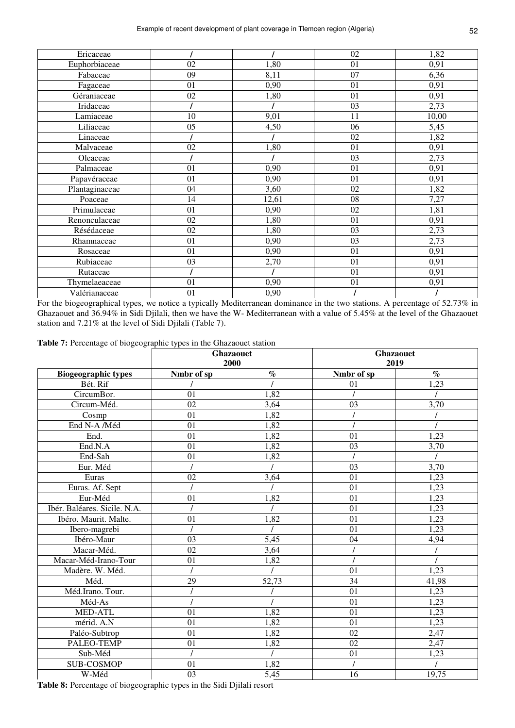| | | | | |
|---|---|---|---|---|
| Ericaceae | / | / | 02 | 1,82 |
| Euphorbiaceae | 02 | 1,80 | 01 | 0,91 |
| Fabaceae | 09 | 8,11 | 07 | 6,36 |
| Fagaceae | 01 | 0,90 | 01 | 0,91 |
| Géraniaceae | 02 | 1,80 | 01 | 0,91 |
| Iridaceae | / | / | 03 | 2,73 |
| Lamiaceae | 10 | 9,01 | 11 | 10,00 |
| Liliaceae | 05 | 4,50 | 06 | 5,45 |
| Linaceae | / | / | 02 | 1,82 |
| Malvaceae | 02 | 1,80 | 01 | 0,91 |
| Oleaceae | / | / | 03 | 2,73 |
| Palmaceae | 01 | 0,90 | 01 | 0,91 |
| Papavéraceae | 01 | 0,90 | 01 | 0,91 |
| Plantaginaceae | 04 | 3,60 | 02 | 1,82 |
| Poaceae | 14 | 12,61 | 08 | 7,27 |
| Primulaceae | 01 | 0,90 | 02 | 1,81 |
| Renonculaceae | 02 | 1,80 | 01 | 0,91 |
| Résédaceae | 02 | 1,80 | 03 | 2,73 |
| Rhamnaceae | 01 | 0,90 | 03 | 2,73 |
| Rosaceae | 01 | 0,90 | 01 | 0,91 |
| Rubiaceae | 03 | 2,70 | 01 | 0,91 |
| Rutaceae | / | / | 01 | 0,91 |
| Thymelaeaceae | 01 | 0,90 | 01 | 0,91 |
| Valérianaceae | 01 | 0,90 | / | / |

For the biogeographical types, we notice a typically Mediterranean dominance in the two stations. A percentage of 52.73% in Ghazaouet and 36.94% in Sidi Djilali, then we have the W- Mediterranean with a value of 5.45% at the level of the Ghazaouet station and 7.21% at the level of Sidi Djilali (Table 7).

**Table 7:** Percentage of biogeographic types in the Ghazaouet station

| | Ghazaouet 2000 | | Ghazaouet 2019 | |
|---|---|---|---|---|
| **Biogeographic types** | **Nmbr of sp** | **%** | **Nmbr of sp** | **%** |
| Bét. Rif | / | / | 01 | 1,23 |
| CircumBor. | 01 | 1,82 | / | / |
| Circum-Méd. | 02 | 3,64 | 03 | 3,70 |
| Cosmp | 01 | 1,82 | / | / |
| End N-A /Méd | 01 | 1,82 | / | / |
| End. | 01 | 1,82 | 01 | 1,23 |
| End.N.A | 01 | 1,82 | 03 | 3,70 |
| End-Sah | 01 | 1,82 | / | / |
| Eur. Méd | / | / | 03 | 3,70 |
| Euras | 02 | 3,64 | 01 | 1,23 |
| Euras. Af. Sept | / | / | 01 | 1,23 |
| Eur-Méd | 01 | 1,82 | 01 | 1,23 |
| Ibér. Baléares. Sicile. N.A. | / | / | 01 | 1,23 |
| Ibéro. Maurit. Malte. | 01 | 1,82 | 01 | 1,23 |
| Ibero-magrebi | / | / | 01 | 1,23 |
| Ibéro-Maur | 03 | 5,45 | 04 | 4,94 |
| Macar-Méd. | 02 | 3,64 | / | / |
| Macar-Méd-Irano-Tour | 01 | 1,82 | / | / |
| Madère. W. Méd. | / | / | 01 | 1,23 |
| Méd. | 29 | 52,73 | 34 | 41,98 |
| Méd.Irano. Tour. | / | / | 01 | 1,23 |
| Méd-As | / | / | 01 | 1,23 |
| MED-ATL | 01 | 1,82 | 01 | 1,23 |
| mérid. A.N | 01 | 1,82 | 01 | 1,23 |
| Paléo-Subtrop | 01 | 1,82 | 02 | 2,47 |
| PALEO-TEMP | 01 | 1,82 | 02 | 2,47 |
| Sub-Méd | / | / | 01 | 1,23 |
| SUB-COSMOP | 01 | 1,82 | / | / |
| W-Méd | 03 | 5,45 | 16 | 19,75 |

**Table 8:** Percentage of biogeographic types in the Sidi Djilali resort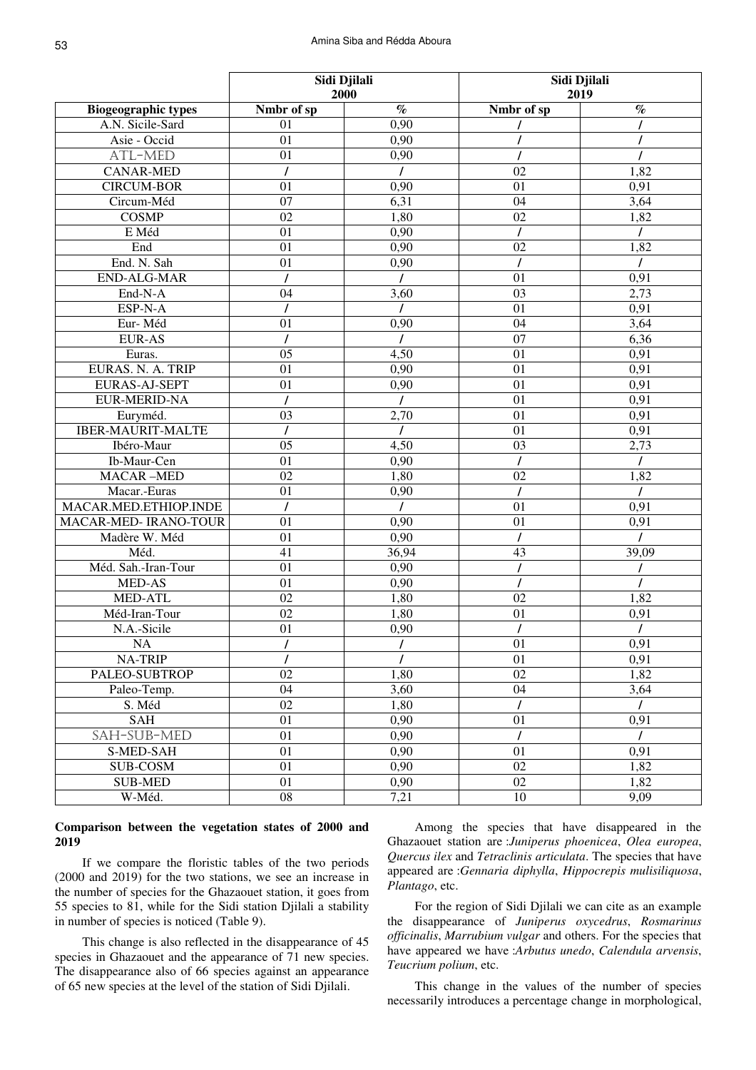| | Sidi Djilali 2000 | | Sidi Djilali 2019 | |
|---|---|---|---|---|
| **Biogeographic types** | **Nmbr of sp** | **%** | **Nmbr of sp** | **%** |
| A.N. Sicile-Sard | 01 | 0,90 | / | / |
| Asie - Occid | 01 | 0,90 | / | / |
| ATL-MED | 01 | 0,90 | / | / |
| CANAR-MED | / | / | 02 | 1,82 |
| CIRCUM-BOR | 01 | 0,90 | 01 | 0,91 |
| Circum-Méd | 07 | 6,31 | 04 | 3,64 |
| COSMP | 02 | 1,80 | 02 | 1,82 |
| E Méd | 01 | 0,90 | / | / |
| End | 01 | 0,90 | 02 | 1,82 |
| End. N. Sah | 01 | 0,90 | / | / |
| END-ALG-MAR | / | / | 01 | 0,91 |
| End-N-A | 04 | 3,60 | 03 | 2,73 |
| ESP-N-A | / | / | 01 | 0,91 |
| Eur- Méd | 01 | 0,90 | 04 | 3,64 |
| EUR-AS | / | / | 07 | 6,36 |
| Euras. | 05 | 4,50 | 01 | 0,91 |
| EURAS. N. A. TRIP | 01 | 0,90 | 01 | 0,91 |
| EURAS-AJ-SEPT | 01 | 0,90 | 01 | 0,91 |
| EUR-MERID-NA | / | / | 01 | 0,91 |
| Euryméd. | 03 | 2,70 | 01 | 0,91 |
| IBER-MAURIT-MALTE | / | / | 01 | 0,91 |
| Ibéro-Maur | 05 | 4,50 | 03 | 2,73 |
| Ib-Maur-Cen | 01 | 0,90 | / | / |
| MACAR –MED | 02 | 1,80 | 02 | 1,82 |
| Macar.-Euras | 01 | 0,90 | / | / |
| MACAR.MED.ETHIOP.INDE | / | / | 01 | 0,91 |
| MACAR-MED- IRANO-TOUR | 01 | 0,90 | 01 | 0,91 |
| Madère W. Méd | 01 | 0,90 | / | / |
| Méd. | 41 | 36,94 | 43 | 39,09 |
| Méd. Sah.-Iran-Tour | 01 | 0,90 | / | / |
| MED-AS | 01 | 0,90 | / | / |
| MED-ATL | 02 | 1,80 | 02 | 1,82 |
| Méd-Iran-Tour | 02 | 1,80 | 01 | 0,91 |
| N.A.-Sicile | 01 | 0,90 | / | / |
| NA | / | / | 01 | 0,91 |
| NA-TRIP | / | / | 01 | 0,91 |
| PALEO-SUBTROP | 02 | 1,80 | 02 | 1,82 |
| Paleo-Temp. | 04 | 3,60 | 04 | 3,64 |
| S. Méd | 02 | 1,80 | / | / |
| SAH | 01 | 0,90 | 01 | 0,91 |
| SAH-SUB-MED | 01 | 0,90 | / | / |
| S-MED-SAH | 01 | 0,90 | 01 | 0,91 |
| SUB-COSM | 01 | 0,90 | 02 | 1,82 |
| SUB-MED | 01 | 0,90 | 02 | 1,82 |
| W-Méd. | 08 | 7,21 | 10 | 9,09 |

**Comparison between the vegetation states of 2000 and 2019**

If we compare the floristic tables of the two periods (2000 and 2019) for the two stations, we see an increase in the number of species for the Ghazaouet station, it goes from 55 species to 81, while for the Sidi station Djilali a stability in number of species is noticed (Table 9).

This change is also reflected in the disappearance of 45 species in Ghazaouet and the appearance of 71 new species. The disappearance also of 66 species against an appearance of 65 new species at the level of the station of Sidi Djilali.

Among the species that have disappeared in the Ghazaouet station are :*Juniperus phoenicea*, *Olea europea*, *Quercus ilex* and *Tetraclinis articulata*. The species that have appeared are :*Gennaria diphylla*, *Hippocrepis mulisiliquosa*, *Plantago*, etc.

For the region of Sidi Djilali we can cite as an example the disappearance of *Juniperus oxycedrus*, *Rosmarinus officinalis*, *Marrubium vulgar* and others. For the species that have appeared we have :*Arbutus unedo*, *Calendula arvensis*, *Teucrium polium*, etc.

This change in the values of the number of species necessarily introduces a percentage change in morphological,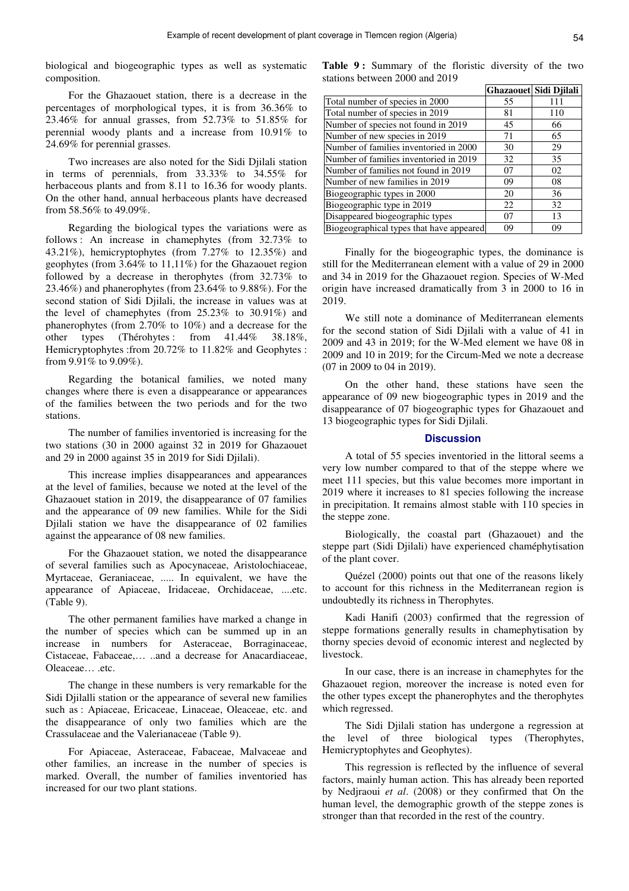biological and biogeographic types as well as systematic composition.

For the Ghazaouet station, there is a decrease in the percentages of morphological types, it is from 36.36% to 23.46% for annual grasses, from 52.73% to 51.85% for perennial woody plants and a increase from 10.91% to 24.69% for perennial grasses.

Two increases are also noted for the Sidi Djilali station in terms of perennials, from 33.33% to 34.55% for herbaceous plants and from 8.11 to 16.36 for woody plants. On the other hand, annual herbaceous plants have decreased from 58.56% to 49.09%.

Regarding the biological types the variations were as follows : An increase in chamephytes (from 32.73% to 43.21%), hemicryptophytes (from 7.27% to 12.35%) and geophytes (from 3.64% to 11,11%) for the Ghazaouet region followed by a decrease in therophytes (from 32.73% to 23.46%) and phanerophytes (from 23.64% to 9.88%). For the second station of Sidi Djilali, the increase in values was at the level of chamephytes (from 25.23% to 30.91%) and phanerophytes (from 2.70% to 10%) and a decrease for the other types (Thérohytes : from 41.44% 38.18%, Hemicryptophytes :from 20.72% to 11.82% and Geophytes : from 9.91% to 9.09%).

Regarding the botanical families, we noted many changes where there is even a disappearance or appearances of the families between the two periods and for the two stations.

The number of families inventoried is increasing for the two stations (30 in 2000 against 32 in 2019 for Ghazaouet and 29 in 2000 against 35 in 2019 for Sidi Djilali).

This increase implies disappearances and appearances at the level of families, because we noted at the level of the Ghazaouet station in 2019, the disappearance of 07 families and the appearance of 09 new families. While for the Sidi Djilali station we have the disappearance of 02 families against the appearance of 08 new families.

For the Ghazaouet station, we noted the disappearance of several families such as Apocynaceae, Aristolochiaceae, Myrtaceae, Geraniaceae, ..... In equivalent, we have the appearance of Apiaceae, Iridaceae, Orchidaceae, ....etc. (Table 9).

The other permanent families have marked a change in the number of species which can be summed up in an increase in numbers for Asteraceae, Borraginaceae, Cistaceae, Fabaceae,… ..and a decrease for Anacardiaceae, Oleaceae… .etc.

The change in these numbers is very remarkable for the Sidi Djilalli station or the appearance of several new families such as : Apiaceae, Ericaceae, Linaceae, Oleaceae, etc. and the disappearance of only two families which are the Crassulaceae and the Valerianaceae (Table 9).

For Apiaceae, Asteraceae, Fabaceae, Malvaceae and other families, an increase in the number of species is marked. Overall, the number of families inventoried has increased for our two plant stations.

**Table 9 :** Summary of the floristic diversity of the two stations between 2000 and 2019

| | Ghazaouet | Sidi Djilali |
|---|---|---|
| Total number of species in 2000 | 55 | 111 |
| Total number of species in 2019 | 81 | 110 |
| Number of species not found in 2019 | 45 | 66 |
| Number of new species in 2019 | 71 | 65 |
| Number of families inventoried in 2000 | 30 | 29 |
| Number of families inventoried in 2019 | 32 | 35 |
| Number of families not found in 2019 | 07 | 02 |
| Number of new families in 2019 | 09 | 08 |
| Biogeographic types in 2000 | 20 | 36 |
| Biogeographic type in 2019 | 22 | 32 |
| Disappeared biogeographic types | 07 | 13 |
| Biogeographical types that have appeared | 09 | 09 |

Finally for the biogeographic types, the dominance is still for the Mediterranean element with a value of 29 in 2000 and 34 in 2019 for the Ghazaouet region. Species of W-Med origin have increased dramatically from 3 in 2000 to 16 in 2019.

We still note a dominance of Mediterranean elements for the second station of Sidi Djilali with a value of 41 in 2009 and 43 in 2019; for the W-Med element we have 08 in 2009 and 10 in 2019; for the Circum-Med we note a decrease (07 in 2009 to 04 in 2019).

On the other hand, these stations have seen the appearance of 09 new biogeographic types in 2019 and the disappearance of 07 biogeographic types for Ghazaouet and 13 biogeographic types for Sidi Djilali.

## Discussion

A total of 55 species inventoried in the littoral seems a very low number compared to that of the steppe where we meet 111 species, but this value becomes more important in 2019 where it increases to 81 species following the increase in precipitation. It remains almost stable with 110 species in the steppe zone.

Biologically, the coastal part (Ghazaouet) and the steppe part (Sidi Djilali) have experienced chaméphytisation of the plant cover.

Quézel (2000) points out that one of the reasons likely to account for this richness in the Mediterranean region is undoubtedly its richness in Therophytes.

Kadi Hanifi (2003) confirmed that the regression of steppe formations generally results in chamephytisation by thorny species devoid of economic interest and neglected by livestock.

In our case, there is an increase in chamephytes for the Ghazaouet region, moreover the increase is noted even for the other types except the phanerophytes and the therophytes which regressed.

The Sidi Djilali station has undergone a regression at the level of three biological types (Therophytes, Hemicryptophytes and Geophytes).

This regression is reflected by the influence of several factors, mainly human action. This has already been reported by Nedjraoui *et al*. (2008) or they confirmed that On the human level, the demographic growth of the steppe zones is stronger than that recorded in the rest of the country.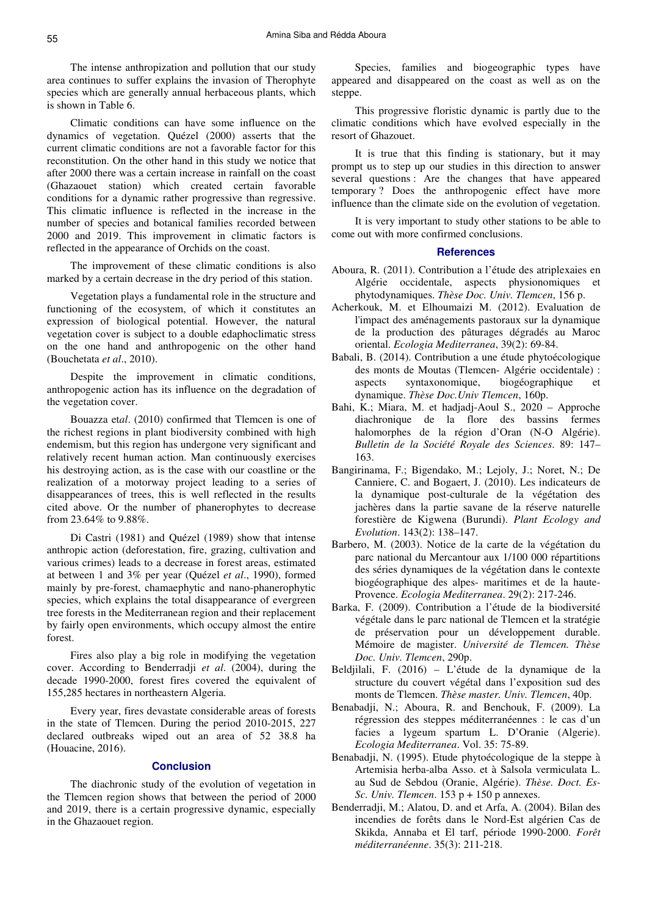The intense anthropization and pollution that our study area continues to suffer explains the invasion of Therophyte species which are generally annual herbaceous plants, which is shown in Table 6.

Climatic conditions can have some influence on the dynamics of vegetation. Quézel (2000) asserts that the current climatic conditions are not a favorable factor for this reconstitution. On the other hand in this study we notice that after 2000 there was a certain increase in rainfall on the coast (Ghazaouet station) which created certain favorable conditions for a dynamic rather progressive than regressive. This climatic influence is reflected in the increase in the number of species and botanical families recorded between 2000 and 2019. This improvement in climatic factors is reflected in the appearance of Orchids on the coast.

The improvement of these climatic conditions is also marked by a certain decrease in the dry period of this station.

Vegetation plays a fundamental role in the structure and functioning of the ecosystem, of which it constitutes an expression of biological potential. However, the natural vegetation cover is subject to a double edaphoclimatic stress on the one hand and anthropogenic on the other hand (Bouchetata *et al*., 2010).

Despite the improvement in climatic conditions, anthropogenic action has its influence on the degradation of the vegetation cover.

Bouazza et*al*. (2010) confirmed that Tlemcen is one of the richest regions in plant biodiversity combined with high endemism, but this region has undergone very significant and relatively recent human action. Man continuously exercises his destroying action, as is the case with our coastline or the realization of a motorway project leading to a series of disappearances of trees, this is well reflected in the results cited above. Or the number of phanerophytes to decrease from 23.64% to 9.88%.

Di Castri (1981) and Quézel (1989) show that intense anthropic action (deforestation, fire, grazing, cultivation and various crimes) leads to a decrease in forest areas, estimated at between 1 and 3% per year (Quézel *et al*., 1990), formed mainly by pre-forest, chamaephytic and nano-phanerophytic species, which explains the total disappearance of evergreen tree forests in the Mediterranean region and their replacement by fairly open environments, which occupy almost the entire forest.

Fires also play a big role in modifying the vegetation cover. According to Benderradji *et al*. (2004), during the decade 1990-2000, forest fires covered the equivalent of 155,285 hectares in northeastern Algeria.

Every year, fires devastate considerable areas of forests in the state of Tlemcen. During the period 2010-2015, 227 declared outbreaks wiped out an area of 52 38.8 ha (Houacine, 2016).

## Conclusion

The diachronic study of the evolution of vegetation in the Tlemcen region shows that between the period of 2000 and 2019, there is a certain progressive dynamic, especially in the Ghazaouet region.

Species, families and biogeographic types have appeared and disappeared on the coast as well as on the steppe.

This progressive floristic dynamic is partly due to the climatic conditions which have evolved especially in the resort of Ghazouet.

It is true that this finding is stationary, but it may prompt us to step up our studies in this direction to answer several questions : Are the changes that have appeared temporary ? Does the anthropogenic effect have more influence than the climate side on the evolution of vegetation.

It is very important to study other stations to be able to come out with more confirmed conclusions.

## References

Aboura, R. (2011). Contribution a l'étude des atriplexaies en Algérie occidentale, aspects physionomiques et phytodynamiques. *Thèse Doc. Univ. Tlemcen*, 156 p.

Acherkouk, M. et Elhoumaizi M. (2012). Evaluation de l'impact des aménagements pastoraux sur la dynamique de la production des pâturages dégradés au Maroc oriental. *Ecologia Mediterranea*, 39(2): 69-84.

Babali, B. (2014). Contribution a une étude phytoécologique des monts de Moutas (Tlemcen- Algérie occidentale) : aspects syntaxonomique, biogéographique et dynamique. *Thèse Doc.Univ Tlemcen*, 160p.

Bahi, K.; Miara, M. et hadjadj-Aoul S., 2020 – Approche diachronique de la flore des bassins fermes halomorphes de la région d'Oran (N-O Algérie). *Bulletin de la Société Royale des Sciences*. 89: 147–163.

Bangirinama, F.; Bigendako, M.; Lejoly, J.; Noret, N.; De Canniere, C. and Bogaert, J. (2010). Les indicateurs de la dynamique post-culturale de la végétation des jachères dans la partie savane de la réserve naturelle forestière de Kigwena (Burundi). *Plant Ecology and Evolution*. 143(2): 138–147.

Barbero, M. (2003). Notice de la carte de la végétation du parc national du Mercantour aux 1/100 000 répartitions des séries dynamiques de la végétation dans le contexte biogéographique des alpes- maritimes et de la haute-Provence. *Ecologia Mediterranea*. 29(2): 217-246.

Barka, F. (2009). Contribution a l'étude de la biodiversité végétale dans le parc national de Tlemcen et la stratégie de préservation pour un développement durable. Mémoire de magister. *Université de Tlemcen. Thèse Doc. Univ. Tlemcen*, 290p.

Beldjilali, F. (2016) – L'étude de la dynamique de la structure du couvert végétal dans l'exposition sud des monts de Tlemcen. *Thèse master. Univ. Tlemcen*, 40p.

Benabadji, N.; Aboura, R. and Benchouk, F. (2009). La régression des steppes méditerranéennes : le cas d'un facies a lygeum spartum L. D'Oranie (Algerie). *Ecologia Mediterranea*. Vol. 35: 75-89.

Benabadji, N. (1995). Etude phytoécologique de la steppe à Artemisia herba-alba Asso. et à Salsola vermiculata L. au Sud de Sebdou (Oranie, Algérie). *Thèse. Doct. Es-Sc. Univ. Tlemcen*. 153 p + 150 p annexes.

Benderradji, M.; Alatou, D. and et Arfa, A. (2004). Bilan des incendies de forêts dans le Nord-Est algérien Cas de Skikda, Annaba et El tarf, période 1990-2000. *Forêt méditerranéenne*. 35(3): 211-218.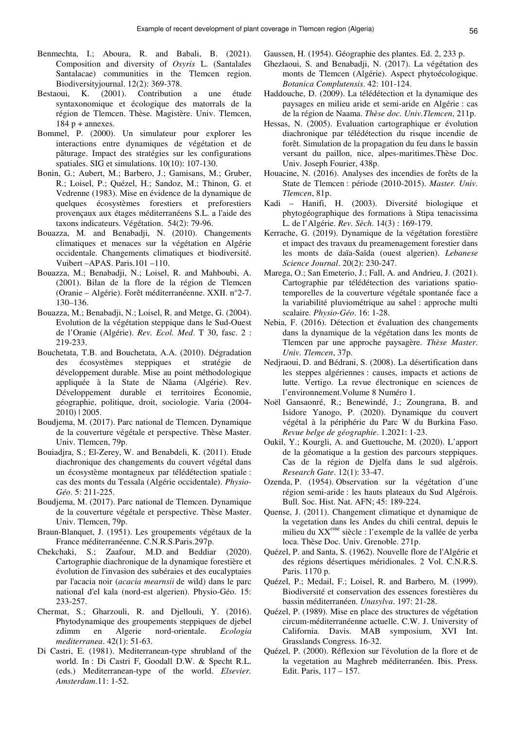Benmechta, I.; Aboura, R. and Babali, B. (2021). Composition and diversity of *Osyris* L. (Santalales Santalacae) communities in the Tlemcen region. Biodiversityjournal. 12(2): 369-378.

Bestaoui, K. (2001). Contribution a une étude syntaxonomique et écologique des matorrals de la région de Tlemcen. Thèse. Magistère. Univ. Tlemcen, 184 p + annexes.

Bommel, P. (2000). Un simulateur pour explorer les interactions entre dynamiques de végétation et de pâturage. Impact des stratégies sur les configurations spatiales. SIG et simulations. 10(10): 107-130.

Bonin, G.; Aubert, M.; Barbero, J.; Gamisans, M.; Gruber, R.; Loisel, P.; Quézel, H.; Sandoz, M.; Thinon, G. et Vedrenne (1983). Mise en évidence de la dynamique de quelques écosystèmes forestiers et preforestiers provençaux aux étages méditerranéens S.L. a l'aide des taxons indicateurs. Végétation. 54(2): 79-96.

Bouazza, M. and Benabadji, N. (2010). Changements climatiques et menaces sur la végétation en Algérie occidentale. Changements climatiques et biodiversité. Vuibert –APAS. Paris.101 –110.

Bouazza, M.; Benabadji, N.; Loisel, R. and Mahboubi, A. (2001). Bilan de la flore de la région de Tlemcen (Oranie – Algérie). Forêt méditerranéenne. XXII. n°2-7. 130–136.

Bouazza, M.; Benabadji, N.; Loisel, R. and Metge, G. (2004). Evolution de la végétation steppique dans le Sud-Ouest de l'Oranie (Algérie). *Rev. Ecol. Med*. T 30, fasc. 2 : 219-233.

Bouchetata, T.B. and Bouchetata, A.A. (2010). Dégradation des écosystèmes steppiques et stratégie de développement durable. Mise au point méthodologique appliquée à la State de Nâama (Algérie). Rev. Développement durable et territoires Économie, géographie, politique, droit, sociologie. Varia (2004-2010) | 2005.

Boudjema, M. (2017). Parc national de Tlemcen. Dynamique de la couverture végétale et perspective. Thèse Master. Univ. Tlemcen, 79p.

Bouiadjra, S.; El-Zerey, W. and Benabdeli, K. (2011). Etude diachronique des changements du couvert végétal dans un écosystème montagneux par télédétection spatiale : cas des monts du Tessala (Algérie occidentale). *Physio-Géo*. 5: 211-225.

Boudjema, M. (2017). Parc national de Tlemcen. Dynamique de la couverture végétale et perspective. Thèse Master. Univ. Tlemcen, 79p.

Braun-Blanquet, J. (1951). Les groupements végétaux de la France méditerranéenne. C.N.R.S.Paris.297p.

Chekchaki, S.; Zaafour, M.D. and Beddiar (2020). Cartographie diachronique de la dynamique forestière et évolution de l'invasion des subéraies et des eucalyptaies par l'acacia noir (*acacia mearnsii* de wild) dans le parc national d'el kala (nord-est algerien). Physio-Géo. 15: 233-257.

Chermat, S.; Gharzouli, R. and Djellouli, Y. (2016). Phytodynamique des groupements steppiques de djebel zdimm en Algerie nord-orientale. *Ecologia mediterranea*. 42(1): 51-63.

Di Castri, E. (1981). Mediterranean-type shrubland of the world. In : Di Castri F, Goodall D.W. & Specht R.L. (eds.) Mediterranean-type of the world. *Elsevier. Amsterdam*.11: 1-52.

Gaussen, H. (1954). Géographie des plantes. Ed. 2, 233 p.

Ghezlaoui, S. and Benabadji, N. (2017). La végétation des monts de Tlemcen (Algérie). Aspect phytoécologique. *Botanica Complutensis*. 42: 101-124.

Haddouche, D. (2009). La télédétection et la dynamique des paysages en milieu aride et semi-aride en Algérie : cas de la région de Naama. *Thèse doc. Univ.Tlemcen*, 211p.

Hessas, N. (2005). Evaluation cartographique er évolution diachronique par télédétection du risque incendie de forêt. Simulation de la propagation du feu dans le bassin versant du paillon, nice, alpes-maritimes.Thèse Doc. Univ. Joseph Fourier, 438p.

Houacine, N. (2016). Analyses des incendies de forêts de la State de Tlemcen : période (2010-2015). *Master. Univ. Tlemcen*, 81p.

Kadi – Hanifi, H. (2003). Diversité biologique et phytogéographique des formations à Stipa tenacissima L. de l'Algérie. *Rev. Sèch*. 14(3) : 169-179.

Kerrache, G. (2019). Dynamique de la végétation forestière et impact des travaux du preamenagement forestier dans les monts de daïa-Saïda (ouest algerien). *Lebanese Science Journal*. 20(2): 230-247.

Marega, O.; San Emeterio, J.; Fall, A. and Andrieu, J. (2021). Cartographie par télédétection des variations spatio-temporelles de la couverture végétale spontanée face a la variabilité pluviométrique au sahel : approche multi scalaire. *Physio-Géo*. 16: 1-28.

Nebia, F. (2016). Détection et évaluation des changements dans la dynamique de la végétation dans les monts de Tlemcen par une approche paysagère. *Thèse Master. Univ. Tlemcen*, 37p.

Nedjraoui, D. and Bédrani, S. (2008). La désertification dans les steppes algériennes : causes, impacts et actions de lutte. Vertigo. La revue électronique en sciences de l'environnement.Volume 8 Numéro 1.

Noël Gansaonré, R.; Benewindé, J.; Zoungrana, B. and Isidore Yanogo, P. (2020). Dynamique du couvert végétal à la périphérie du Parc W du Burkina Faso. *Revue belge de géographie*. 1.2021: 1-23.

Oukil, Y.; Kourgli, A. and Guettouche, M. (2020). L'apport de la géomatique a la gestion des parcours steppiques. Cas de la région de Djelfa dans le sud algérois. *Research Gate*. 12(1): 33-47.

Ozenda, P. (1954). Observation sur la végétation d'une région semi-aride : les hauts plateaux du Sud Algérois. Bull. Soc. Hist. Nat. AFN; 45: 189-224.

Quense, J. (2011). Changement climatique et dynamique de la vegetation dans les Andes du chili central, depuis le milieu du XX[eme] siècle : l'exemple de la vallée de yerba loca. Thèse Doc. Univ. Grenoble. 271p.

Quézel, P. and Santa, S. (1962). Nouvelle flore de l'Algérie et des régions désertiques méridionales. 2 Vol. C.N.R.S. Paris. 1170 p.

Quézel, P.; Medail, F.; Loisel, R. and Barbero, M. (1999). Biodiversité et conservation des essences forestières du bassin méditerranéen. *Unasylva*. 197: 21-28.

Quézel, P. (1989). Mise en place des structures de végétation circum-méditerranéenne actuelle. C.W. J. University of California. Davis. MAB symposium, XVI Int. Grasslands Congress. 16-32.

Quézel, P. (2000). Réflexion sur l'évolution de la flore et de la vegetation au Maghreb méditerranéen. Ibis. Press. Edit. Paris, 117 – 157.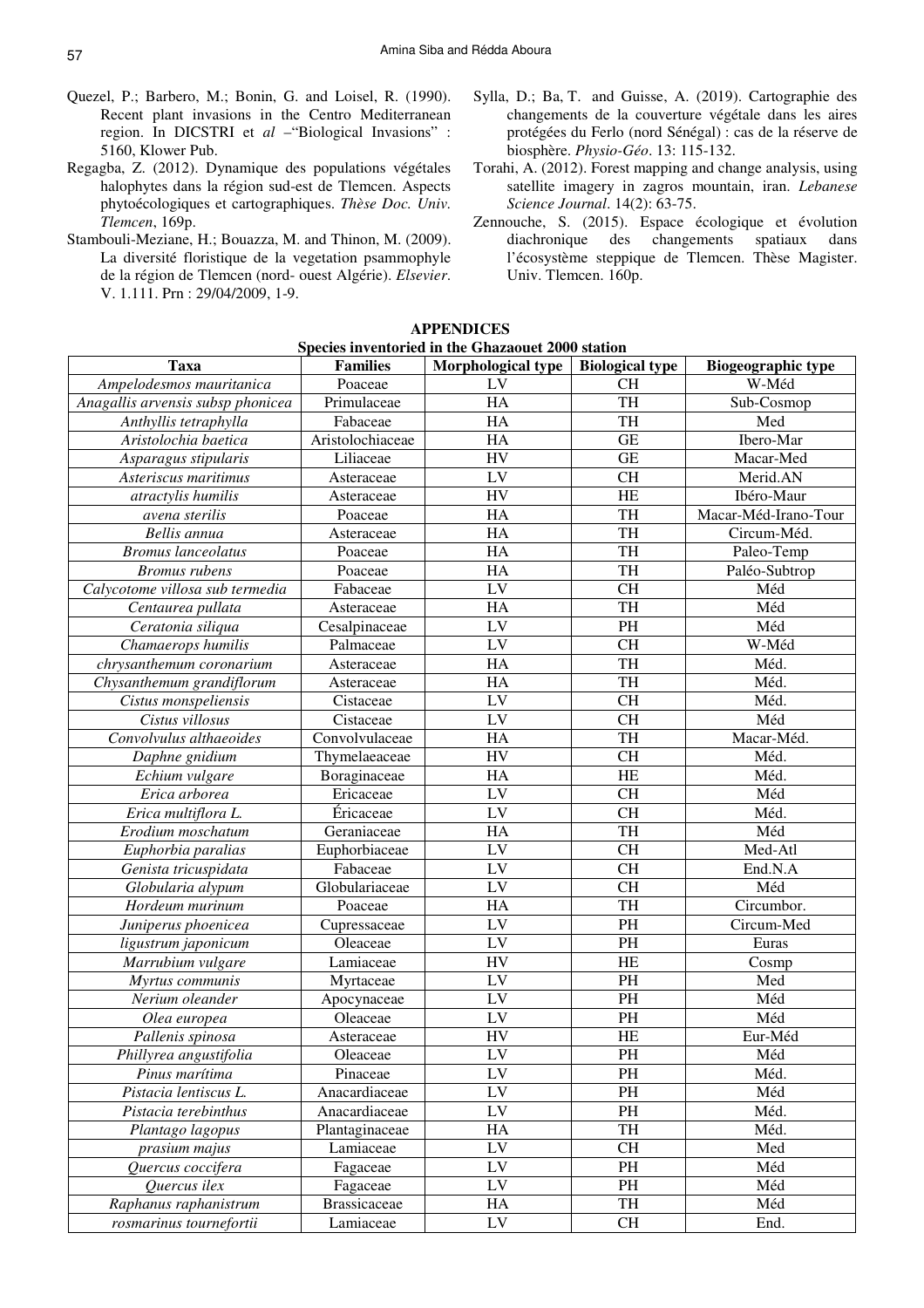Quezel, P.; Barbero, M.; Bonin, G. and Loisel, R. (1990). Recent plant invasions in the Centro Mediterranean region. In DICSTRI et *al* –"Biological Invasions" : 5160, Klower Pub.

Regagba, Z. (2012). Dynamique des populations végétales halophytes dans la région sud-est de Tlemcen. Aspects phytoécologiques et cartographiques. *Thèse Doc. Univ. Tlemcen*, 169p.

Stambouli-Meziane, H.; Bouazza, M. and Thinon, M. (2009). La diversité floristique de la vegetation psammophyle de la région de Tlemcen (nord- ouest Algérie). *Elsevier*. V. 1.111. Prn : 29/04/2009, 1-9.

Sylla, D.; Ba, T. and Guisse, A. (2019). Cartographie des changements de la couverture végétale dans les aires protégées du Ferlo (nord Sénégal) : cas de la réserve de biosphère. *Physio-Géo*. 13: 115-132.

Torahi, A. (2012). Forest mapping and change analysis, using satellite imagery in zagros mountain, iran. *Lebanese Science Journal*. 14(2): 63-75.

Zennouche, S. (2015). Espace écologique et évolution diachronique des changements spatiaux dans l'écosystème steppique de Tlemcen. Thèse Magister. Univ. Tlemcen. 160p.

## APPENDICES

**Species inventoried in the Ghazaouet 2000 station**

| Taxa | Families | Morphological type | Biological type | Biogeographic type |
|---|---|---|---|---|
| *Ampelodesmos mauritanica* | Poaceae | LV | CH | W-Méd |
| *Anagallis arvensis subsp phonicea* | Primulaceae | HA | TH | Sub-Cosmop |
| *Anthyllis tetraphylla* | Fabaceae | HA | TH | Med |
| *Aristolochia baetica* | Aristolochiaceae | HA | GE | Ibero-Mar |
| *Asparagus stipularis* | Liliaceae | HV | GE | Macar-Med |
| *Asteriscus maritimus* | Asteraceae | LV | CH | Merid.AN |
| *atractylis humilis* | Asteraceae | HV | HE | Ibéro-Maur |
| *avena sterilis* | Poaceae | HA | TH | Macar-Méd-Irano-Tour |
| *Bellis annua* | Asteraceae | HA | TH | Circum-Méd. |
| *Bromus lanceolatus* | Poaceae | HA | TH | Paleo-Temp |
| *Bromus rubens* | Poaceae | HA | TH | Paléo-Subtrop |
| *Calycotome villosa sub termedia* | Fabaceae | LV | CH | Méd |
| *Centaurea pullata* | Asteraceae | HA | TH | Méd |
| *Ceratonia siliqua* | Cesalpinaceae | LV | PH | Méd |
| *Chamaerops humilis* | Palmaceae | LV | CH | W-Méd |
| *chrysanthemum coronarium* | Asteraceae | HA | TH | Méd. |
| *Chysanthemum grandiflorum* | Asteraceae | HA | TH | Méd. |
| *Cistus monspeliensis* | Cistaceae | LV | CH | Méd. |
| *Cistus villosus* | Cistaceae | LV | CH | Méd |
| *Convolvulus althaeoides* | Convolvulaceae | HA | TH | Macar-Méd. |
| *Daphne gnidium* | Thymelaeaceae | HV | CH | Méd. |
| *Echium vulgare* | Boraginaceae | HA | HE | Méd. |
| *Erica arborea* | Ericaceae | LV | CH | Méd |
| *Erica multiflora L.* | Éricaceae | LV | CH | Méd. |
| *Erodium moschatum* | Geraniaceae | HA | TH | Méd |
| *Euphorbia paralias* | Euphorbiaceae | LV | CH | Med-Atl |
| *Genista tricuspidata* | Fabaceae | LV | CH | End.N.A |
| *Globularia alypum* | Globulariaceae | LV | CH | Méd |
| *Hordeum murinum* | Poaceae | HA | TH | Circumbor. |
| *Juniperus phoenicea* | Cupressaceae | LV | PH | Circum-Med |
| *ligustrum japonicum* | Oleaceae | LV | PH | Euras |
| *Marrubium vulgare* | Lamiaceae | HV | HE | Cosmp |
| *Myrtus communis* | Myrtaceae | LV | PH | Med |
| *Nerium oleander* | Apocynaceae | LV | PH | Méd |
| *Olea europea* | Oleaceae | LV | PH | Méd |
| *Pallenis spinosa* | Asteraceae | HV | HE | Eur-Méd |
| *Phillyrea angustifolia* | Oleaceae | LV | PH | Méd |
| *Pinus marítima* | Pinaceae | LV | PH | Méd. |
| *Pistacia lentiscus L.* | Anacardiaceae | LV | PH | Méd |
| *Pistacia terebinthus* | Anacardiaceae | LV | PH | Méd. |
| *Plantago lagopus* | Plantaginaceae | HA | TH | Méd. |
| *prasium majus* | Lamiaceae | LV | CH | Med |
| *Quercus coccifera* | Fagaceae | LV | PH | Méd |
| *Quercus ilex* | Fagaceae | LV | PH | Méd |
| *Raphanus raphanistrum* | Brassicaceae | HA | TH | Méd |
| *rosmarinus tournefortii* | Lamiaceae | LV | CH | End. |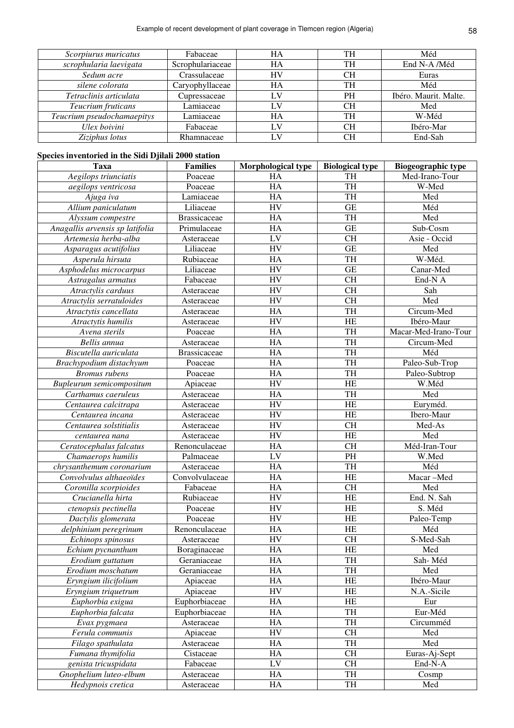| | | | | |
|---|---|---|---|---|
| *Scorpiurus muricatus* | Fabaceae | HA | TH | Méd |
| *scrophularia laevigata* | Scrophulariaceae | HA | TH | End N-A /Méd |
| *Sedum acre* | Crassulaceae | HV | CH | Euras |
| *silene colorata* | Caryophyllaceae | HA | TH | Méd |
| *Tetraclinis articulata* | Cupressaceae | LV | PH | Ibéro. Maurit. Malte. |
| *Teucrium fruticans* | Lamiaceae | LV | CH | Med |
| *Teucrium pseudochamaepitys* | Lamiaceae | HA | TH | W-Méd |
| *Ulex boivini* | Fabaceae | LV | CH | Ibéro-Mar |
| *Ziziphus lotus* | Rhamnaceae | LV | CH | End-Sah |

**Species inventoried in the Sidi Djilali 2000 station**

| Taxa | Families | Morphological type | Biological type | Biogeographic type |
|---|---|---|---|---|
| *Aegilops triunciatis* | Poaceae | HA | TH | Med-Irano-Tour |
| *aegilops ventricosa* | Poaceae | HA | TH | W-Med |
| *Ajuga iva* | Lamiaceae | HA | TH | Med |
| *Allium paniculatum* | Liliaceae | HV | GE | Méd |
| *Alyssum compestre* | Brassicaceae | HA | TH | Med |
| *Anagallis arvensis sp latifolia* | Primulaceae | HA | GE | Sub-Cosm |
| *Artemesia herba-alba* | Asteraceae | LV | CH | Asie - Occid |
| *Asparagus acutifolius* | Liliaceae | HV | GE | Med |
| *Asperula hirsuta* | Rubiaceae | HA | TH | W-Méd. |
| *Asphodelus microcarpus* | Liliaceae | HV | GE | Canar-Med |
| *Astragalus armatus* | Fabaceae | HV | CH | End-N A |
| *Atractylis carduus* | Asteraceae | HV | CH | Sah |
| *Atractylis serratuloides* | Asteraceae | HV | CH | Med |
| *Atractytis cancellata* | Asteraceae | HA | TH | Circum-Med |
| *Atractytis humilis* | Asteraceae | HV | HE | Ibéro-Maur |
| *Avena sterils* | Poaceae | HA | TH | Macar-Med-Irano-Tour |
| *Bellis annua* | Asteraceae | HA | TH | Circum-Med |
| *Biscutella auriculata* | Brassicaceae | HA | TH | Méd |
| *Brachypodium distachyum* | Poaceae | HA | TH | Paleo-Sub-Trop |
| *Bromus rubens* | Poaceae | HA | TH | Paleo-Subtrop |
| *Bupleurum semicompositum* | Apiaceae | HV | HE | W.Méd |
| *Carthamus caeruleus* | Asteraceae | HA | TH | Med |
| *Centaurea calcitrapa* | Asteraceae | HV | HE | Euryméd. |
| *Centaurea incana* | Asteraceae | HV | HE | Ibero-Maur |
| *Centaurea solstitialis* | Asteraceae | HV | CH | Med-As |
| *centaurea nana* | Asteraceae | HV | HE | Med |
| *Ceratocephalus falcatus* | Renonculaceae | HA | CH | Méd-Iran-Tour |
| *Chamaerops humilis* | Palmaceae | LV | PH | W.Med |
| *chrysanthemum coronarium* | Asteraceae | HA | TH | Méd |
| *Convolvulus althaeoïdes* | Convolvulaceae | HA | HE | Macar –Med |
| *Coronilla scorpioides* | Fabaceae | HA | CH | Med |
| *Crucianella hirta* | Rubiaceae | HV | HE | End. N. Sah |
| *ctenopsis pectinella* | Poaceae | HV | HE | S. Méd |
| *Dactylis glomerata* | Poaceae | HV | HE | Paleo-Temp |
| *delphinium peregrinum* | Renonculaceae | HA | HE | Méd |
| *Echinops spinosus* | Asteraceae | HV | CH | S-Med-Sah |
| *Echium pycnanthum* | Boraginaceae | HA | HE | Med |
| *Erodium guttatum* | Geraniaceae | HA | TH | Sah- Méd |
| *Erodium moschatum* | Geraniaceae | HA | TH | Med |
| *Eryngium ilicifolium* | Apiaceae | HA | HE | Ibéro-Maur |
| *Eryngium triquetrum* | Apiaceae | HV | HE | N.A.-Sicile |
| *Euphorbia exigua* | Euphorbiaceae | HA | HE | Eur |
| *Euphorbia falcata* | Euphorbiaceae | HA | TH | Eur-Méd |
| *Evax pygmaea* | Asteraceae | HA | TH | Circumméd |
| *Ferula communis* | Apiaceae | HV | CH | Med |
| *Filago spathulata* | Asteraceae | HA | TH | Med |
| *Fumana thymifolia* | Cistaceae | HA | CH | Euras-Aj-Sept |
| *genista tricuspidata* | Fabaceae | LV | CH | End-N-A |
| *Gnophelium luteo-elbum* | Asteraceae | HA | TH | Cosmp |
| *Hedypnois cretica* | Asteraceae | HA | TH | Med |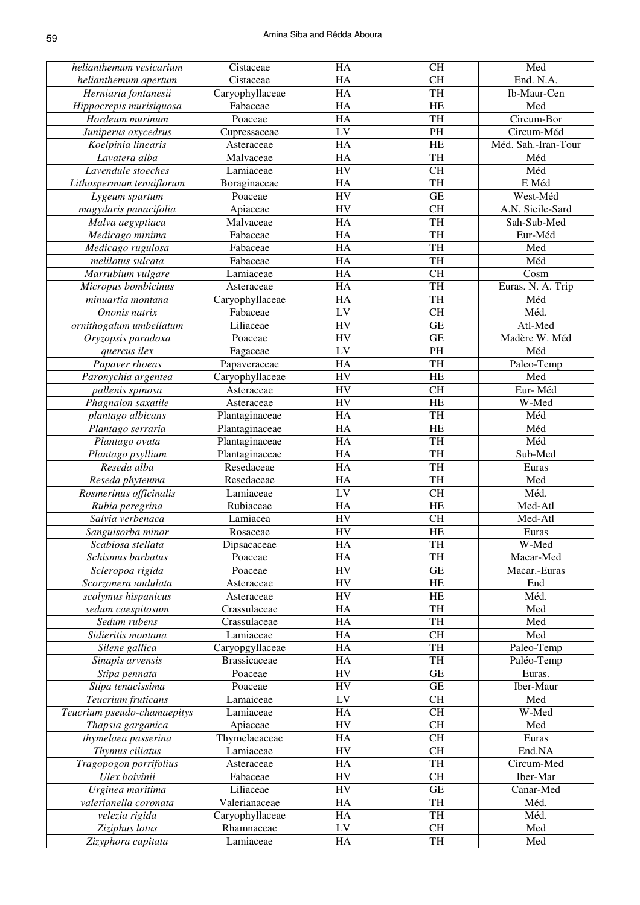| *helianthemum vesicarium* | Cistaceae | HA | CH | Med |
|---|---|---|---|---|
| *helianthemum apertum* | Cistaceae | HA | CH | End. N.A. |
| *Herniaria fontanesii* | Caryophyllaceae | HA | TH | Ib-Maur-Cen |
| *Hippocrepis murisiquosa* | Fabaceae | HA | HE | Med |
| *Hordeum murinum* | Poaceae | HA | TH | Circum-Bor |
| *Juniperus oxycedrus* | Cupressaceae | LV | PH | Circum-Méd |
| *Koelpinia linearis* | Asteraceae | HA | HE | Méd. Sah.-Iran-Tour |
| *Lavatera alba* | Malvaceae | HA | TH | Méd |
| *Lavendule stoeches* | Lamiaceae | HV | CH | Méd |
| *Lithospermum tenuiflorum* | Boraginaceae | HA | TH | E Méd |
| *Lygeum spartum* | Poaceae | HV | GE | West-Méd |
| *magydaris panacifolia* | Apiaceae | HV | CH | A.N. Sicile-Sard |
| *Malva aegyptiaca* | Malvaceae | HA | TH | Sah-Sub-Med |
| *Medicago minima* | Fabaceae | HA | TH | Eur-Méd |
| *Medicago rugulosa* | Fabaceae | HA | TH | Med |
| *melilotus sulcata* | Fabaceae | HA | TH | Méd |
| *Marrubium vulgare* | Lamiaceae | HA | CH | Cosm |
| *Micropus bombicinus* | Asteraceae | HA | TH | Euras. N. A. Trip |
| *minuartia montana* | Caryophyllaceae | HA | TH | Méd |
| *Ononis natrix* | Fabaceae | LV | CH | Méd. |
| *ornithogalum umbellatum* | Liliaceae | HV | GE | Atl-Med |
| *Oryzopsis paradoxa* | Poaceae | HV | GE | Madère W. Méd |
| *quercus ilex* | Fagaceae | LV | PH | Méd |
| *Papaver rhoeas* | Papaveraceae | HA | TH | Paleo-Temp |
| *Paronychia argentea* | Caryophyllaceae | HV | HE | Med |
| *pallenis spinosa* | Asteraceae | HV | CH | Eur- Méd |
| *Phagnalon saxatile* | Asteraceae | HV | HE | W-Med |
| *plantago albicans* | Plantaginaceae | HA | TH | Méd |
| *Plantago serraria* | Plantaginaceae | HA | HE | Méd |
| *Plantago ovata* | Plantaginaceae | HA | TH | Méd |
| *Plantago psyllium* | Plantaginaceae | HA | TH | Sub-Med |
| *Reseda alba* | Resedaceae | HA | TH | Euras |
| *Reseda phyteuma* | Resedaceae | HA | TH | Med |
| *Rosmerinus officinalis* | Lamiaceae | LV | CH | Méd. |
| *Rubia peregrina* | Rubiaceae | HA | HE | Med-Atl |
| *Salvia verbenaca* | Lamiacea | HV | CH | Med-Atl |
| *Sanguisorba minor* | Rosaceae | HV | HE | Euras |
| *Scabiosa stellata* | Dipsacaceae | HA | TH | W-Med |
| *Schismus barbatus* | Poaceae | HA | TH | Macar-Med |
| *Scleropoa rigida* | Poaceae | HV | GE | Macar.-Euras |
| *Scorzonera undulata* | Asteraceae | HV | HE | End |
| *scolymus hispanicus* | Asteraceae | HV | HE | Méd. |
| *sedum caespitosum* | Crassulaceae | HA | TH | Med |
| *Sedum rubens* | Crassulaceae | HA | TH | Med |
| *Sidieritis montana* | Lamiaceae | HA | CH | Med |
| *Silene gallica* | Caryopgyllaceae | HA | TH | Paleo-Temp |
| *Sinapis arvensis* | Brassicaceae | HA | TH | Paléo-Temp |
| *Stipa pennata* | Poaceae | HV | GE | Euras. |
| *Stipa tenacissima* | Poaceae | HV | GE | Iber-Maur |
| *Teucrium fruticans* | Lamaiceae | LV | CH | Med |
| *Teucrium pseudo-chamaepitys* | Lamiaceae | HA | CH | W-Med |
| *Thapsia garganica* | Apiaceae | HV | CH | Med |
| *thymelaea passerina* | Thymelaeaceae | HA | CH | Euras |
| *Thymus ciliatus* | Lamiaceae | HV | CH | End.NA |
| *Tragopogon porrifolius* | Asteraceae | HA | TH | Circum-Med |
| *Ulex boivinii* | Fabaceae | HV | CH | Iber-Mar |
| *Urginea maritima* | Liliaceae | HV | GE | Canar-Med |
| *valerianella coronata* | Valerianaceae | HA | TH | Méd. |
| *velezia rigida* | Caryophyllaceae | HA | TH | Méd. |
| *Ziziphus lotus* | Rhamnaceae | LV | CH | Med |
| *Zizyphora capitata* | Lamiaceae | HA | TH | Med |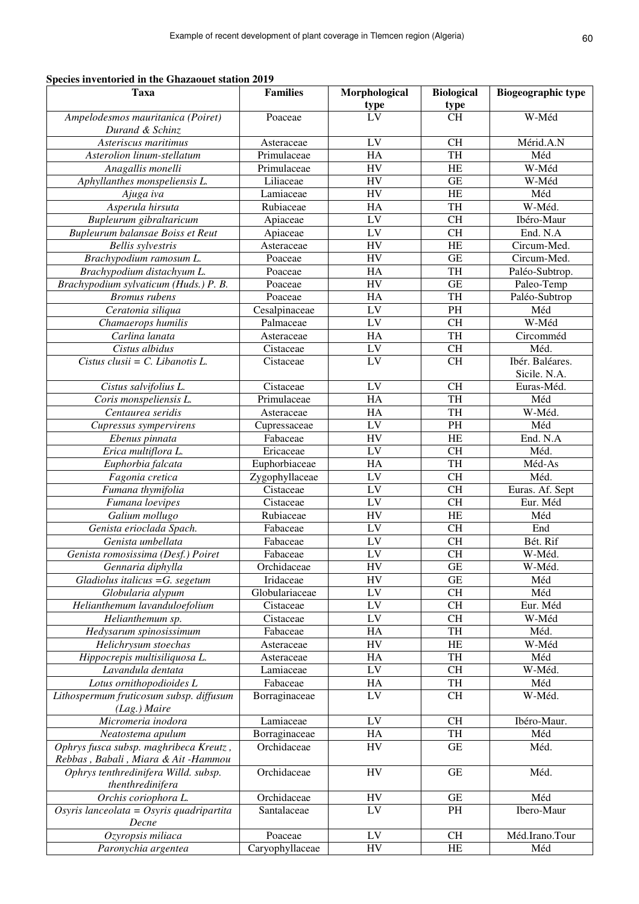**Species inventoried in the Ghazaouet station 2019**

| Taxa | Families | Morphological type | Biological type | Biographic type |
|---|---|---|---|---|
| *Ampelodesmos mauritanica (Poiret) Durand & Schinz* | Poaceae | LV | CH | W-Méd |
| *Asteriscus maritimus* | Asteraceae | LV | CH | Mérid.A.N |
| *Asterolion linum-stellatum* | Primulaceae | HA | TH | Méd |
| *Anagallis monelli* | Primulaceae | HV | HE | W-Méd |
| *Aphyllanthes monspeliensis L.* | Liliaceae | HV | GE | W-Méd |
| *Ajuga iva* | Lamiaceae | HV | HE | Méd |
| *Asperula hirsuta* | Rubiaceae | HA | TH | W-Méd. |
| *Bupleurum gibraltaricum* | Apiaceae | LV | CH | Ibéro-Maur |
| *Bupleurum balansae Boiss et Reut* | Apiaceae | LV | CH | End. N.A |
| *Bellis sylvestris* | Asteraceae | HV | HE | Circum-Med. |
| *Brachypodium ramosum L.* | Poaceae | HV | GE | Circum-Med. |
| *Brachypodium distachyum L.* | Poaceae | HA | TH | Paléo-Subtrop. |
| *Brachypodium sylvaticum (Huds.) P. B.* | Poaceae | HV | GE | Paleo-Temp |
| *Bromus rubens* | Poaceae | HA | TH | Paléo-Subtrop |
| *Ceratonia siliqua* | Cesalpinaceae | LV | PH | Méd |
| *Chamaerops humilis* | Palmaceae | LV | CH | W-Méd |
| *Carlina lanata* | Asteraceae | HA | TH | Circomméd |
| *Cistus albidus* | Cistaceae | LV | CH | Méd. |
| *Cistus clusii = C. Libanotis L.* | Cistaceae | LV | CH | Ibér. Baléares. Sicile. N.A. |
| *Cistus salvifolius L.* | Cistaceae | LV | CH | Euras-Méd. |
| *Coris monspeliensis L.* | Primulaceae | HA | TH | Méd |
| *Centaurea seridis* | Asteraceae | HA | TH | W-Méd. |
| *Cupressus sympervirens* | Cupressaceae | LV | PH | Méd |
| *Ebenus pinnata* | Fabaceae | HV | HE | End. N.A |
| *Erica multiflora L.* | Ericaceae | LV | CH | Méd. |
| *Euphorbia falcata* | Euphorbiaceae | HA | TH | Méd-As |
| *Fagonia cretica* | Zygophyllaceae | LV | CH | Méd. |
| *Fumana thymifolia* | Cistaceae | LV | CH | Euras. Af. Sept |
| *Fumana loevipes* | Cistaceae | LV | CH | Eur. Méd |
| *Galium mollugo* | Rubiaceae | HV | HE | Méd |
| *Genista erioclada Spach.* | Fabaceae | LV | CH | End |
| *Genista umbellata* | Fabaceae | LV | CH | Bét. Rif |
| *Genista romosissima (Desf.) Poiret* | Fabaceae | LV | CH | W-Méd. |
| *Gennaria diphylla* | Orchidaceae | HV | GE | W-Méd. |
| *Gladiolus italicus =G. segetum* | Iridaceae | HV | GE | Méd |
| *Globularia alypum* | Globulariaceae | LV | CH | Méd |
| *Helianthemum lavanduloefolium* | Cistaceae | LV | CH | Eur. Méd |
| *Helianthemum sp.* | Cistaceae | LV | CH | W-Méd |
| *Hedysarum spinosissimum* | Fabaceae | HA | TH | Méd. |
| *Helichrysum stoechas* | Asteraceae | HV | HE | W-Méd |
| *Hippocrepis multisiliquosa L.* | Asteraceae | HA | TH | Méd |
| *Lavandula dentata* | Lamiaceae | LV | CH | W-Méd. |
| *Lotus ornithopodioides L* | Fabaceae | HA | TH | Méd |
| *Lithospermum fruticosum subsp. diffusum (Lag.) Maire* | Borraginaceae | LV | CH | W-Méd. |
| *Micromeria inodora* | Lamiaceae | LV | CH | Ibéro-Maur. |
| *Neatostema apulum* | Borraginaceae | HA | TH | Méd |
| *Ophrys fusca subsp. maghribeca Kreutz , Rebbas , Babali , Miara & Ait -Hammou* | Orchidaceae | HV | GE | Méd. |
| *Ophrys tenthredinifera Willd. subsp. thenthredinifera* | Orchidaceae | HV | GE | Méd. |
| *Orchis coriophora L.* | Orchidaceae | HV | GE | Méd |
| *Osyris lanceolata = Osyris quadripartita Decne* | Santalaceae | LV | PH | Ibero-Maur |
| *Ozyropsis miliaca* | Poaceae | LV | CH | Méd.Irano.Tour |
| *Paronychia argentea* | Caryophyllaceae | HV | HE | Méd |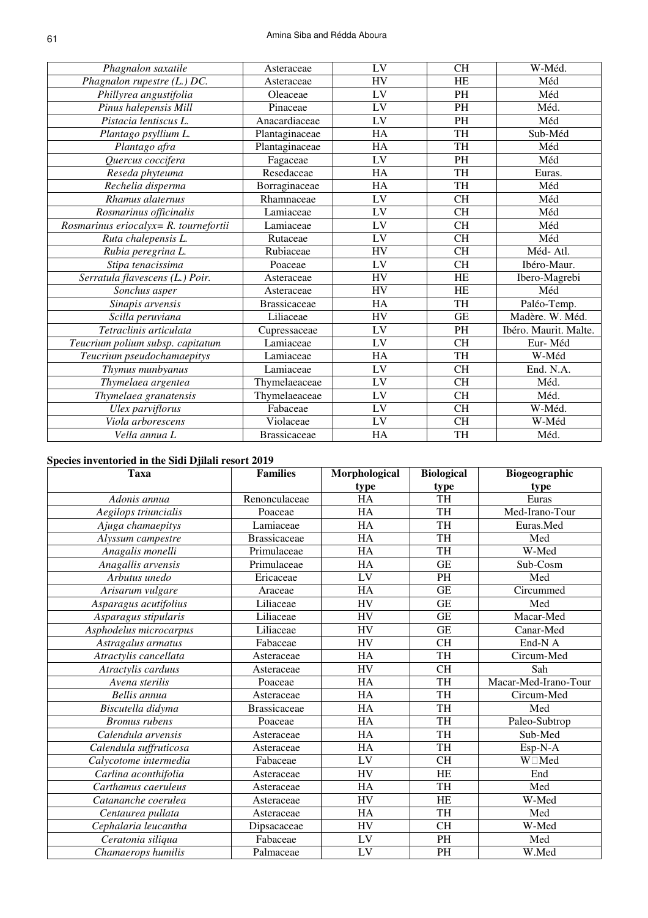| *Phagnalon saxatile* | Asteraceae | LV | CH | W-Méd. |
|---|---|---|---|---|
| *Phagnalon rupestre (L.) DC.* | Asteraceae | HV | HE | Méd |
| *Phillyrea angustifolia* | Oleaceae | LV | PH | Méd |
| *Pinus halepensis Mill* | Pinaceae | LV | PH | Méd. |
| *Pistacia lentiscus L.* | Anacardiaceae | LV | PH | Méd |
| *Plantago psyllium L.* | Plantaginaceae | HA | TH | Sub-Méd |
| *Plantago afra* | Plantaginaceae | HA | TH | Méd |
| *Quercus coccifera* | Fagaceae | LV | PH | Méd |
| *Reseda phyteuma* | Resedaceae | HA | TH | Euras. |
| *Rechelia disperma* | Borraginaceae | HA | TH | Méd |
| *Rhamus alaternus* | Rhamnaceae | LV | CH | Méd |
| *Rosmarinus officinalis* | Lamiaceae | LV | CH | Méd |
| *Rosmarinus eriocalyx= R. tournefortii* | Lamiaceae | LV | CH | Méd |
| *Ruta chalepensis L.* | Rutaceae | LV | CH | Méd |
| *Rubia peregrina L.* | Rubiaceae | HV | CH | Méd- Atl. |
| *Stipa tenacissima* | Poaceae | LV | CH | Ibéro-Maur. |
| *Serratula flavescens (L.) Poir.* | Asteraceae | HV | HE | Ibero-Magrebi |
| *Sonchus asper* | Asteraceae | HV | HE | Méd |
| *Sinapis arvensis* | Brassicaceae | HA | TH | Paléo-Temp. |
| *Scilla peruviana* | Liliaceae | HV | GE | Madère. W. Méd. |
| *Tetraclinis articulata* | Cupressaceae | LV | PH | Ibéro. Maurit. Malte. |
| *Teucrium polium subsp. capitatum* | Lamiaceae | LV | CH | Eur- Méd |
| *Teucrium pseudochamaepitys* | Lamiaceae | HA | TH | W-Méd |
| *Thymus munbyanus* | Lamiaceae | LV | CH | End. N.A. |
| *Thymelaea argentea* | Thymelaeaceae | LV | CH | Méd. |
| *Thymelaea granatensis* | Thymelaeaceae | LV | CH | Méd. |
| *Ulex parviflorus* | Fabaceae | LV | CH | W-Méd. |
| *Viola arborescens* | Violaceae | LV | CH | W-Méd |
| *Vella annua L* | Brassicaceae | HA | TH | Méd. |

**Species inventoried in the Sidi Djilali resort 2019**

| Taxa | Families | Morphological type | Biological type | Biogeographic type |
|---|---|---|---|---|
| *Adonis annua* | Renonculaceae | HA | TH | Euras |
| *Aegilops triuncialis* | Poaceae | HA | TH | Med-Irano-Tour |
| *Ajuga chamaepitys* | Lamiaceae | HA | TH | Euras.Med |
| *Alyssum campestre* | Brassicaceae | HA | TH | Med |
| *Anagalis monelli* | Primulaceae | HA | TH | W-Med |
| *Anagallis arvensis* | Primulaceae | HA | GE | Sub-Cosm |
| *Arbutus unedo* | Ericaceae | LV | PH | Med |
| *Arisarum vulgare* | Araceae | HA | GE | Circummed |
| *Asparagus acutifolius* | Liliaceae | HV | GE | Med |
| *Asparagus stipularis* | Liliaceae | HV | GE | Macar-Med |
| *Asphodelus microcarpus* | Liliaceae | HV | GE | Canar-Med |
| *Astragalus armatus* | Fabaceae | HV | CH | End-N A |
| *Atractylis cancellata* | Asteraceae | HA | TH | Circum-Med |
| *Atractylis carduus* | Asteraceae | HV | CH | Sah |
| *Avena sterilis* | Poaceae | HA | TH | Macar-Med-Irano-Tour |
| *Bellis annua* | Asteraceae | HA | TH | Circum-Med |
| *Biscutella didyma* | Brassicaceae | HA | TH | Med |
| *Bromus rubens* | Poaceae | HA | TH | Paleo-Subtrop |
| *Calendula arvensis* | Asteraceae | HA | TH | Sub-Med |
| *Calendula suffruticosa* | Asteraceae | HA | TH | Esp-N-A |
| *Calycotome intermedia* | Fabaceae | LV | CH | W□Med |
| *Carlina aconthifolia* | Asteraceae | HV | HE | End |
| *Carthamus caeruleus* | Asteraceae | HA | TH | Med |
| *Catananche coerulea* | Asteraceae | HV | HE | W-Med |
| *Centaurea pullata* | Asteraceae | HA | TH | Med |
| *Cephalaria leucantha* | Dipsacaceae | HV | CH | W-Med |
| *Ceratonia siliqua* | Fabaceae | LV | PH | Med |
| *Chamaerops humilis* | Palmaceae | LV | PH | W.Med |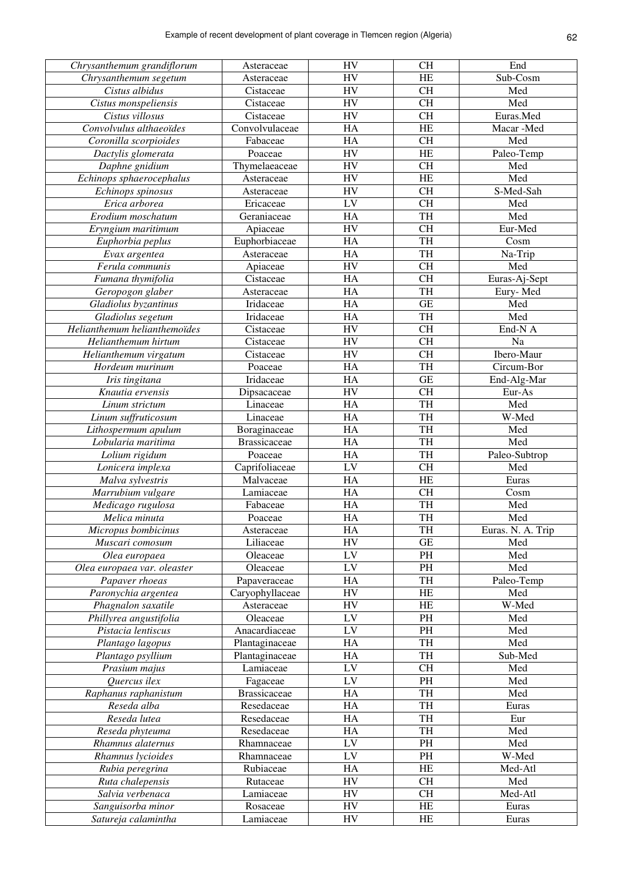| | | | | |
|---|---|---|---|---|
| *Chrysanthemum grandiflorum* | Asteraceae | HV | CH | End |
| *Chrysanthemum segetum* | Asteraceae | HV | HE | Sub-Cosm |
| *Cistus albidus* | Cistaceae | HV | CH | Med |
| *Cistus monspeliensis* | Cistaceae | HV | CH | Med |
| *Cistus villosus* | Cistaceae | HV | CH | Euras.Med |
| *Convolvulus althaeoïdes* | Convolvulaceae | HA | HE | Macar -Med |
| *Coronilla scorpioides* | Fabaceae | HA | CH | Med |
| *Dactylis glomerata* | Poaceae | HV | HE | Paleo-Temp |
| *Daphne gnidium* | Thymelaeaceae | HV | CH | Med |
| *Echinops sphaerocephalus* | Asteraceae | HV | HE | Med |
| *Echinops spinosus* | Asteraceae | HV | CH | S-Med-Sah |
| *Erica arborea* | Ericaceae | LV | CH | Med |
| *Erodium moschatum* | Geraniaceae | HA | TH | Med |
| *Eryngium maritimum* | Apiaceae | HV | CH | Eur-Med |
| *Euphorbia peplus* | Euphorbiaceae | HA | TH | Cosm |
| *Evax argentea* | Asteraceae | HA | TH | Na-Trip |
| *Ferula communis* | Apiaceae | HV | CH | Med |
| *Fumana thymifolia* | Cistaceae | HA | CH | Euras-Aj-Sept |
| *Geropogon glaber* | Asteraceae | HA | TH | Eury- Med |
| *Gladiolus byzantinus* | Iridaceae | HA | GE | Med |
| *Gladiolus segetum* | Iridaceae | HA | TH | Med |
| *Helianthemum helianthemoïdes* | Cistaceae | HV | CH | End-N A |
| *Helianthemum hirtum* | Cistaceae | HV | CH | Na |
| *Helianthemum virgatum* | Cistaceae | HV | CH | Ibero-Maur |
| *Hordeum murinum* | Poaceae | HA | TH | Circum-Bor |
| *Iris tingitana* | Iridaceae | HA | GE | End-Alg-Mar |
| *Knautia ervensis* | Dipsacaceae | HV | CH | Eur-As |
| *Linum strictum* | Linaceae | HA | TH | Med |
| *Linum suffruticosum* | Linaceae | HA | TH | W-Med |
| *Lithospermum apulum* | Boraginaceae | HA | TH | Med |
| *Lobularia maritima* | Brassicaceae | HA | TH | Med |
| *Lolium rigidum* | Poaceae | HA | TH | Paleo-Subtrop |
| *Lonicera implexa* | Caprifoliaceae | LV | CH | Med |
| *Malva sylvestris* | Malvaceae | HA | HE | Euras |
| *Marrubium vulgare* | Lamiaceae | HA | CH | Cosm |
| *Medicago rugulosa* | Fabaceae | HA | TH | Med |
| *Melica minuta* | Poaceae | HA | TH | Med |
| *Micropus bombicinus* | Asteraceae | HA | TH | Euras. N. A. Trip |
| *Muscari comosum* | Liliaceae | HV | GE | Med |
| *Olea europaea* | Oleaceae | LV | PH | Med |
| *Olea europaea var. oleaster* | Oleaceae | LV | PH | Med |
| *Papaver rhoeas* | Papaveraceae | HA | TH | Paleo-Temp |
| *Paronychia argentea* | Caryophyllaceae | HV | HE | Med |
| *Phagnalon saxatile* | Asteraceae | HV | HE | W-Med |
| *Phillyrea angustifolia* | Oleaceae | LV | PH | Med |
| *Pistacia lentiscus* | Anacardiaceae | LV | PH | Med |
| *Plantago lagopus* | Plantaginaceae | HA | TH | Med |
| *Plantago psyllium* | Plantaginaceae | HA | TH | Sub-Med |
| *Prasium majus* | Lamiaceae | LV | CH | Med |
| *Quercus ilex* | Fagaceae | LV | PH | Med |
| *Raphanus raphanistum* | Brassicaceae | HA | TH | Med |
| *Reseda alba* | Resedaceae | HA | TH | Euras |
| *Reseda lutea* | Resedaceae | HA | TH | Eur |
| *Reseda phyteuma* | Resedaceae | HA | TH | Med |
| *Rhamnus alaternus* | Rhamnaceae | LV | PH | Med |
| *Rhamnus lycioides* | Rhamnaceae | LV | PH | W-Med |
| *Rubia peregrina* | Rubiaceae | HA | HE | Med-Atl |
| *Ruta chalepensis* | Rutaceae | HV | CH | Med |
| *Salvia verbenaca* | Lamiaceae | HV | CH | Med-Atl |
| *Sanguisorba minor* | Rosaceae | HV | HE | Euras |
| *Satureja calamintha* | Lamiaceae | HV | HE | Euras |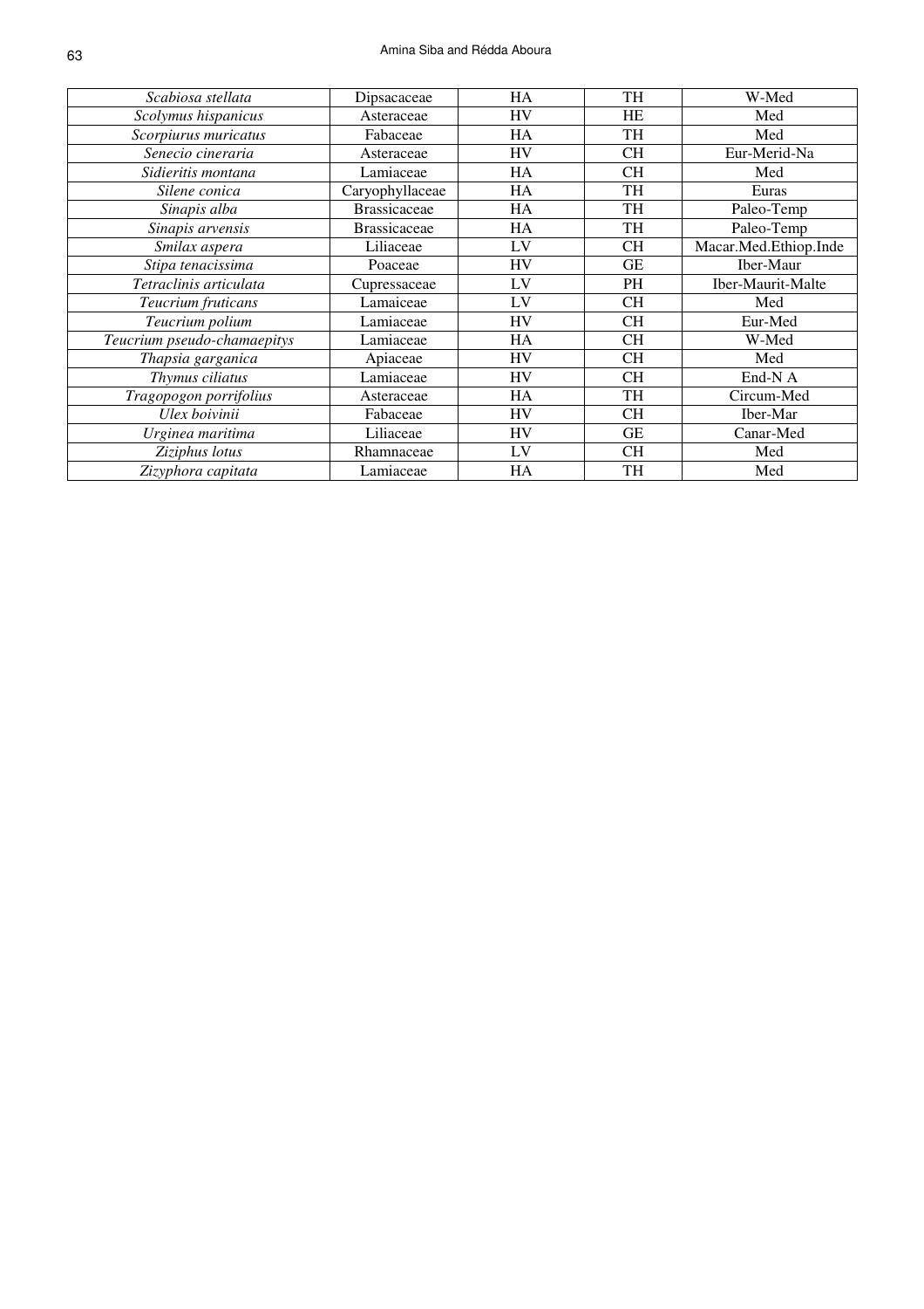| | | | | |
|---|---|---|---|---|
| *Scabiosa stellata* | Dipsacaceae | HA | TH | W-Med |
| *Scolymus hispanicus* | Asteraceae | HV | HE | Med |
| *Scorpiurus muricatus* | Fabaceae | HA | TH | Med |
| *Senecio cineraria* | Asteraceae | HV | CH | Eur-Merid-Na |
| *Sidieritis montana* | Lamiaceae | HA | CH | Med |
| *Silene conica* | Caryophyllaceae | HA | TH | Euras |
| *Sinapis alba* | Brassicaceae | HA | TH | Paleo-Temp |
| *Sinapis arvensis* | Brassicaceae | HA | TH | Paleo-Temp |
| *Smilax aspera* | Liliaceae | LV | CH | Macar.Med.Ethiop.Inde |
| *Stipa tenacissima* | Poaceae | HV | GE | Iber-Maur |
| *Tetraclinis articulata* | Cupressaceae | LV | PH | Iber-Maurit-Malte |
| *Teucrium fruticans* | Lamaiceae | LV | CH | Med |
| *Teucrium polium* | Lamiaceae | HV | CH | Eur-Med |
| *Teucrium pseudo-chamaepitys* | Lamiaceae | HA | CH | W-Med |
| *Thapsia garganica* | Apiaceae | HV | CH | Med |
| *Thymus ciliatus* | Lamiaceae | HV | CH | End-N A |
| *Tragopogon porrifolius* | Asteraceae | HA | TH | Circum-Med |
| *Ulex boivinii* | Fabaceae | HV | CH | Iber-Mar |
| *Urginea maritima* | Liliaceae | HV | GE | Canar-Med |
| *Ziziphus lotus* | Rhamnaceae | LV | CH | Med |
| *Zizyphora capitata* | Lamiaceae | HA | TH | Med |